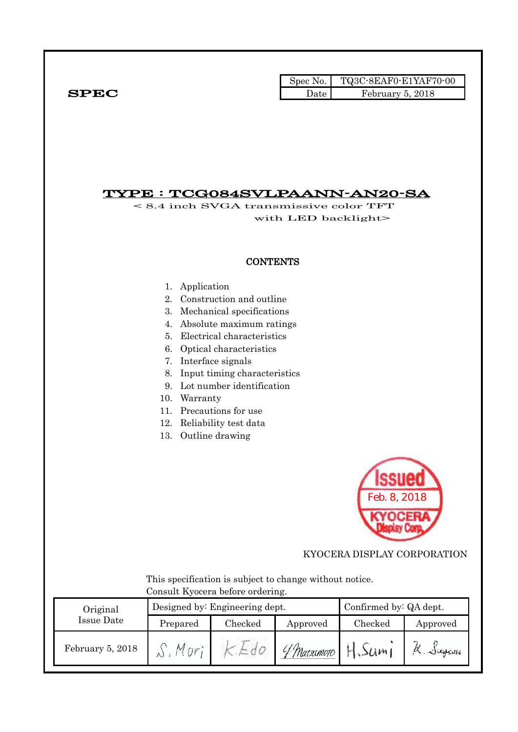**SPEC**

| Spec No. | TQ3C-8EAF0-E1YAF70-00 |
|---|---|
| Date | February 5, 2018 |

# TYPE : TCG084SVLPAANN-AN20-SA

< 8.4 inch SVGA transmissive color TFT with LED backlight>

## CONTENTS

1. Application
2. Construction and outline
3. Mechanical specifications
4. Absolute maximum ratings
5. Electrical characteristics
6. Optical characteristics
7. Interface signals
8. Input timing characteristics
9. Lot number identification
10. Warranty
11. Precautions for use
12. Reliability test data
13. Outline drawing

Issued Feb. 8, 2018 KYOCERA Display Corp.

KYOCERA DISPLAY CORPORATION

This specification is subject to change without notice.
Consult Kyocera before ordering.

| Original Issue Date | Designed by: Engineering dept. | | | Confirmed by: QA dept. | |
|---|---|---|---|---|---|
| | Prepared | Checked | Approved | Checked | Approved |
| February 5, 2018 | S. Mori | K. Edo | Y. Matsumoto | H. Sumi | K. Sugiura |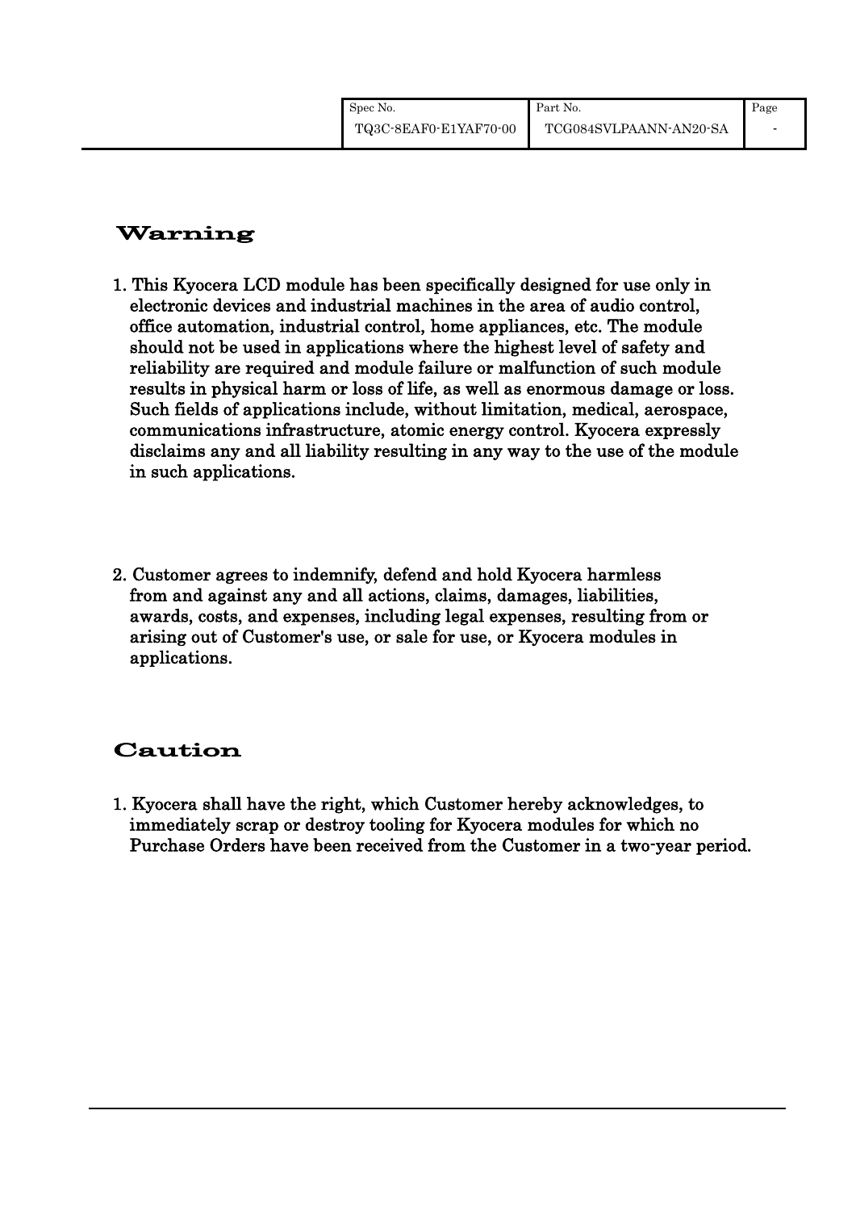## Warning

1. This Kyocera LCD module has been specifically designed for use only in electronic devices and industrial machines in the area of audio control, office automation, industrial control, home appliances, etc. The module should not be used in applications where the highest level of safety and reliability are required and module failure or malfunction of such module results in physical harm or loss of life, as well as enormous damage or loss. Such fields of applications include, without limitation, medical, aerospace, communications infrastructure, atomic energy control. Kyocera expressly disclaims any and all liability resulting in any way to the use of the module in such applications.

2. Customer agrees to indemnify, defend and hold Kyocera harmless from and against any and all actions, claims, damages, liabilities, awards, costs, and expenses, including legal expenses, resulting from or arising out of Customer's use, or sale for use, or Kyocera modules in applications.

## Caution

1. Kyocera shall have the right, which Customer hereby acknowledges, to immediately scrap or destroy tooling for Kyocera modules for which no Purchase Orders have been received from the Customer in a two-year period.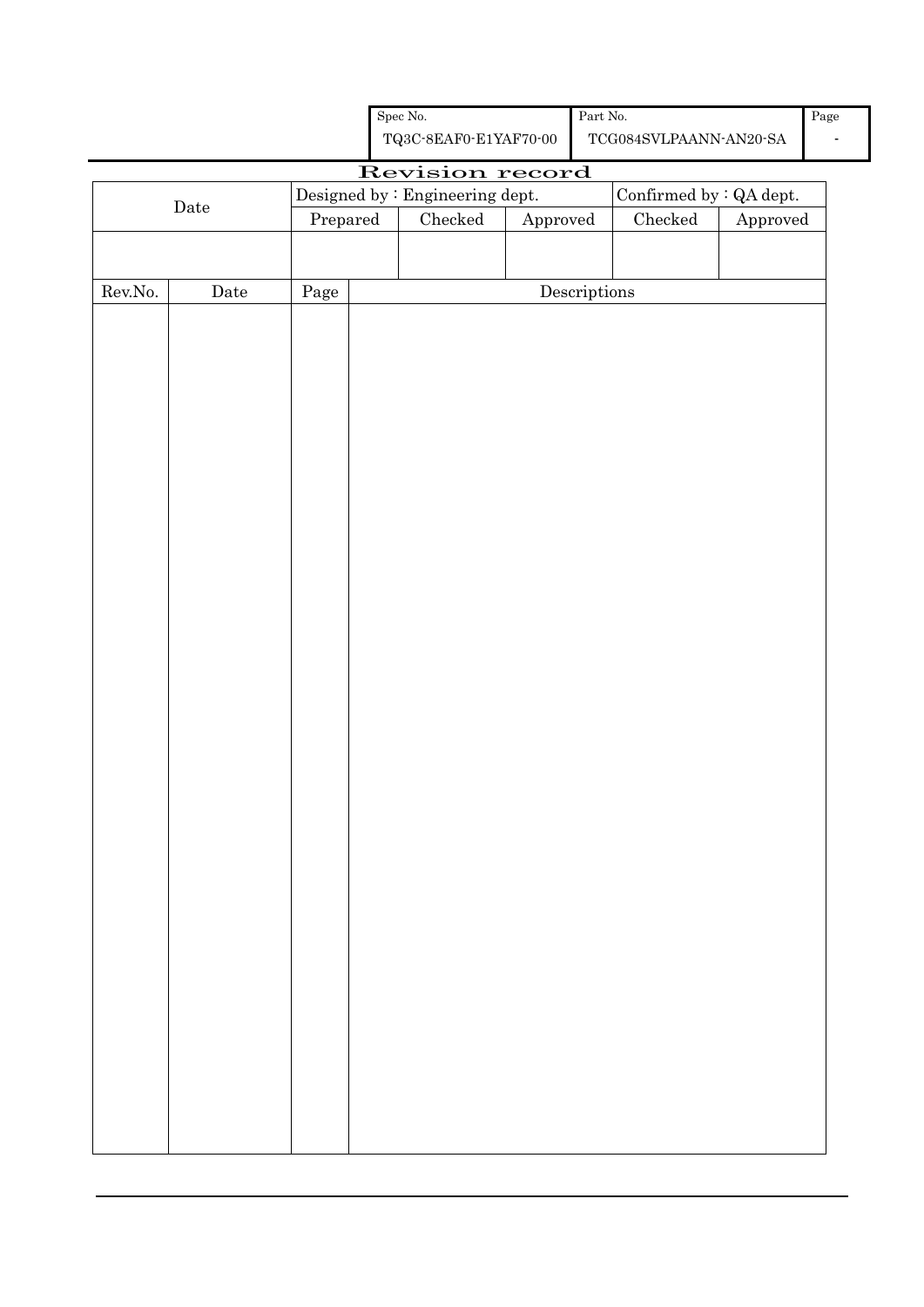| Spec No. | Part No. | Page |
|---|---|---|
| TQ3C-8EAF0-E1YAF70-00 | TCG084SVLPAANN-AN20-SA | - |

# Revision record

| Date | Designed by : Engineering dept. | | | Confirmed by : QA dept. | |
|---|---|---|---|---|---|
| | Prepared | Checked | Approved | Checked | Approved |
| | | | | | |

| Rev.No. | Date | Page | Descriptions |
|---|---|---|---|
| | | | |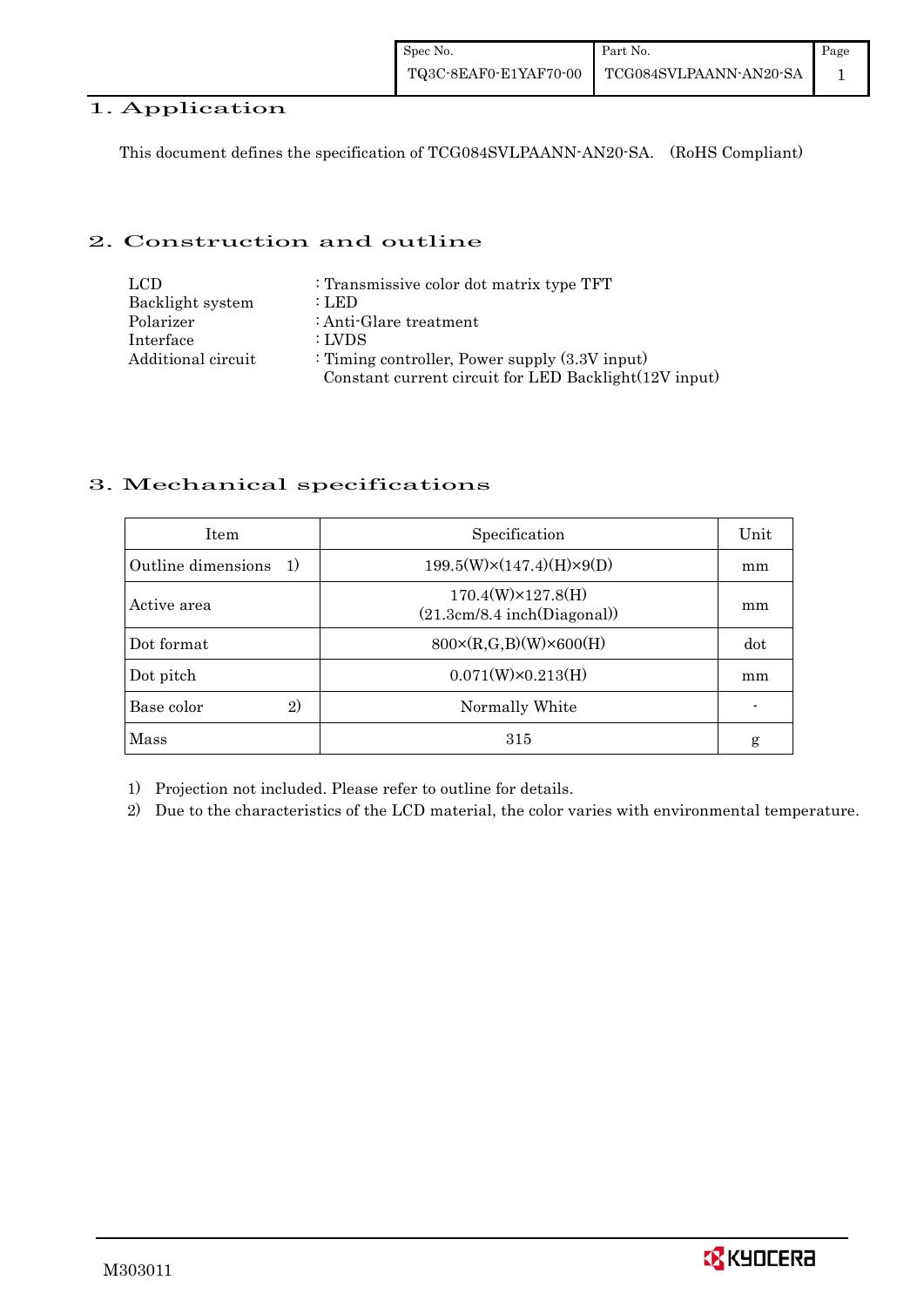# 1. Application

This document defines the specification of TCG084SVLPAANN-AN20-SA. (RoHS Compliant)

# 2. Construction and outline

| | |
|---|---|
| LCD | : Transmissive color dot matrix type TFT |
| Backlight system | : LED |
| Polarizer | : Anti-Glare treatment |
| Interface | : LVDS |
| Additional circuit | : Timing controller, Power supply (3.3V input) Constant current circuit for LED Backlight(12V input) |

# 3. Mechanical specifications

| Item | Specification | Unit |
|---|---|---|
| Outline dimensions 1) | 199.5(W)×(147.4)(H)×9(D) | mm |
| Active area | 170.4(W)×127.8(H) (21.3cm/8.4 inch(Diagonal)) | mm |
| Dot format | 800×(R,G,B)(W)×600(H) | dot |
| Dot pitch | 0.071(W)×0.213(H) | mm |
| Base color 2) | Normally White | - |
| Mass | 315 | g |

1) Projection not included. Please refer to outline for details.

2) Due to the characteristics of the LCD material, the color varies with environmental temperature.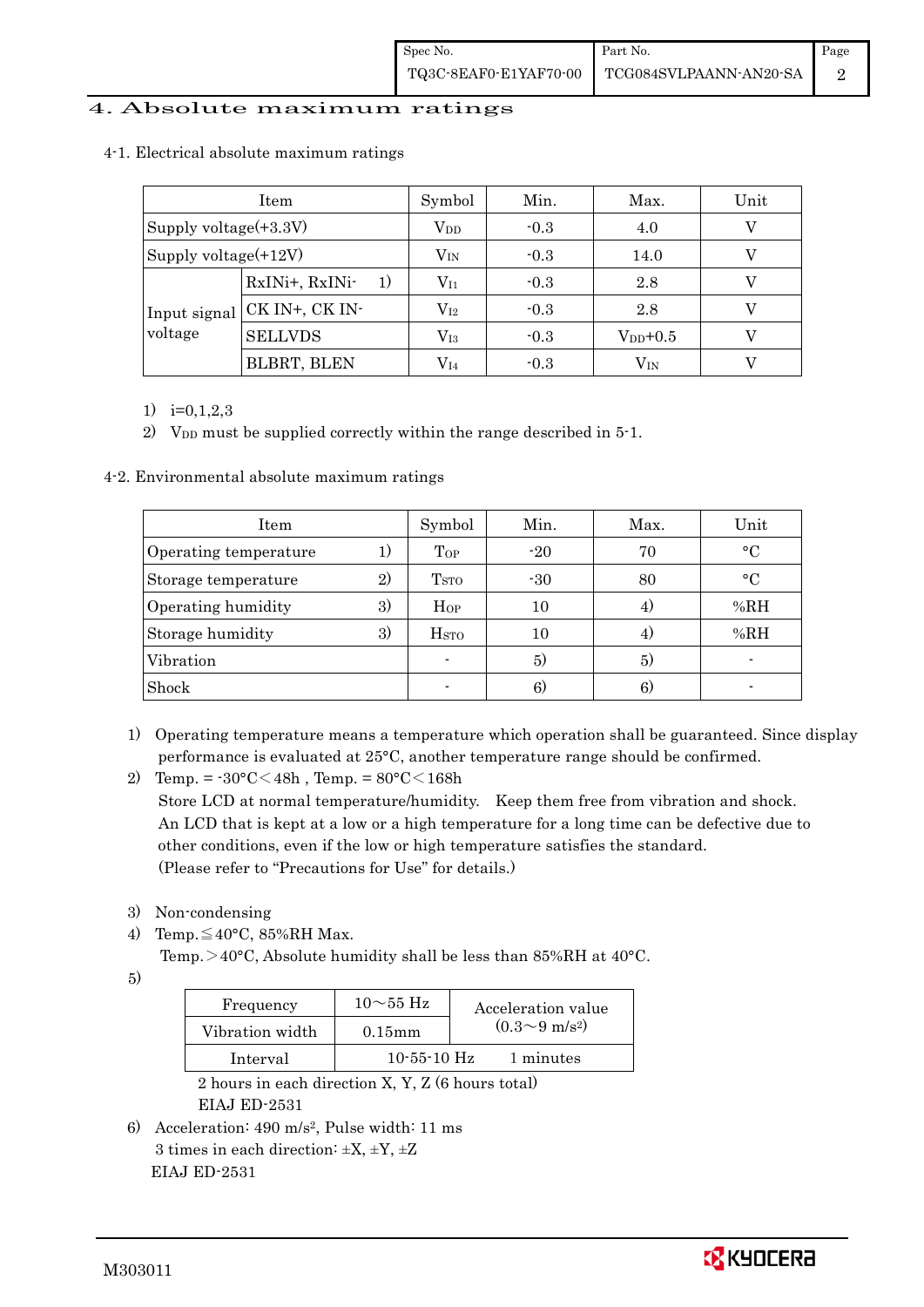## 4. Absolute maximum ratings

### 4-1. Electrical absolute maximum ratings

| Item | | Symbol | Min. | Max. | Unit |
|---|---|---|---|---|---|
| Supply voltage(+3.3V) | | $V_{DD}$ | -0.3 | 4.0 | V |
| Supply voltage(+12V) | | $V_{IN}$ | -0.3 | 14.0 | V |
| Input signal voltage | RxINi+, RxINi- 1) | $V_{I1}$ | -0.3 | 2.8 | V |
| | CK IN+, CK IN- | $V_{I2}$ | -0.3 | 2.8 | V |
| | SELLVDS | $V_{I3}$ | -0.3 | $V_{DD}$+0.5 | V |
| | BLBRT, BLEN | $V_{I4}$ | -0.3 | $V_{IN}$ | V |

1) i=0,1,2,3
2) $V_{DD}$ must be supplied correctly within the range described in 5-1.

### 4-2. Environmental absolute maximum ratings

| Item | Symbol | Min. | Max. | Unit |
|---|---|---|---|---|
| Operating temperature 1) | $T_{OP}$ | -20 | 70 | °C |
| Storage temperature 2) | $T_{STO}$ | -30 | 80 | °C |
| Operating humidity 3) | $H_{OP}$ | 10 | 4) | %RH |
| Storage humidity 3) | $H_{STO}$ | 10 | 4) | %RH |
| Vibration | - | 5) | 5) | - |
| Shock | - | 6) | 6) | - |

1) Operating temperature means a temperature which operation shall be guaranteed. Since display performance is evaluated at 25°C, another temperature range should be confirmed.
2) Temp. = -30°C＜48h , Temp. = 80°C＜168h
   Store LCD at normal temperature/humidity. Keep them free from vibration and shock.
   An LCD that is kept at a low or a high temperature for a long time can be defective due to other conditions, even if the low or high temperature satisfies the standard.
   (Please refer to "Precautions for Use" for details.)
3) Non-condensing
4) Temp.≦40°C, 85%RH Max.
   Temp.＞40°C, Absolute humidity shall be less than 85%RH at 40°C.
5)

| Frequency | 10～55 Hz | Acceleration value ($0.3$～$9\ m/s^2$) |
|---|---|---|
| Vibration width | 0.15mm | |
| Interval | 10-55-10 Hz | 1 minutes |

   2 hours in each direction X, Y, Z (6 hours total)
   EIAJ ED-2531

6) Acceleration: $490\ m/s^2$, Pulse width: 11 ms
   3 times in each direction: ±X, ±Y, ±Z
   EIAJ ED-2531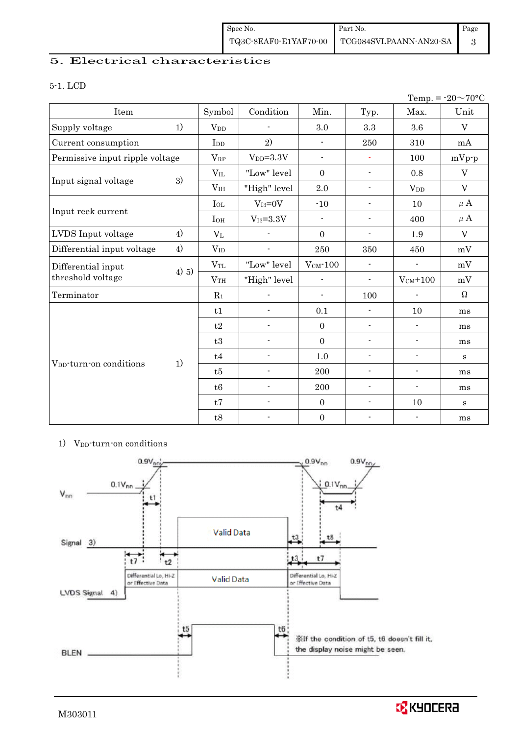## 5. Electrical characteristics

### 5-1. LCD

Temp. = -20～70°C

| Item | | Symbol | Condition | Min. | Typ. | Max. | Unit |
|---|---|---|---|---|---|---|---|
| Supply voltage | 1) | $V_{DD}$ | - | 3.0 | 3.3 | 3.6 | V |
| Current consumption | | $I_{DD}$ | 2) | - | 250 | 310 | mA |
| Permissive input ripple voltage | | $V_{RP}$ | $V_{DD}$=3.3V | - | - | 100 | mVp-p |
| Input signal voltage | 3) | $V_{IL}$ | "Low" level | 0 | - | 0.8 | V |
| | | $V_{IH}$ | "High" level | 2.0 | - | $V_{DD}$ | V |
| Input reek current | | $I_{OL}$ | $V_{I3}$=0V | -10 | - | 10 | μA |
| | | $I_{OH}$ | $V_{I3}$=3.3V | - | - | 400 | μA |
| LVDS Input voltage | 4) | $V_L$ | - | 0 | - | 1.9 | V |
| Differential input voltage | 4) | $V_{ID}$ | - | 250 | 350 | 450 | mV |
| Differential input threshold voltage | 4) 5) | $V_{TL}$ | "Low" level | $V_{CM}$-100 | - | - | mV |
| | | $V_{TH}$ | "High" level | - | - | $V_{CM}$+100 | mV |
| Terminator | | $R_1$ | - | - | 100 | - | Ω |
| $V_{DD}$-turn-on conditions | 1) | t1 | - | 0.1 | - | 10 | ms |
| | | t2 | - | 0 | - | - | ms |
| | | t3 | - | 0 | - | - | ms |
| | | t4 | - | 1.0 | - | - | s |
| | | t5 | - | 200 | - | - | ms |
| | | t6 | - | 200 | - | - | ms |
| | | t7 | - | 0 | - | 10 | s |
| | | t8 | - | 0 | - | - | ms |

1) $V_{DD}$-turn-on conditions

※If the condition of t5, t6 doesn't fill it, the display noise might be seen.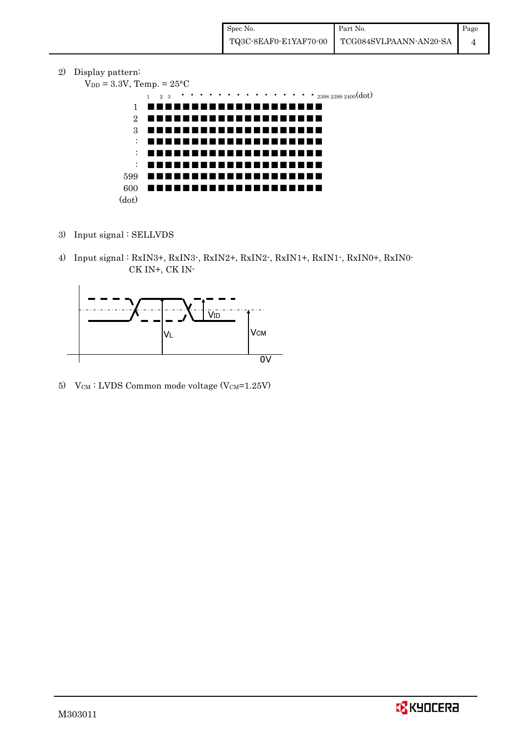2) Display pattern:

$V_{DD}$ = 3.3V, Temp. = 25°C

1 2 3 • • • • • • • • • • • • • • • 2398 2399 2400(dot)

1 ■■■■■■■■■■■■■■■■■■■■

2 ■■■■■■■■■■■■■■■■■■■■

3 ■■■■■■■■■■■■■■■■■■■■

: ■■■■■■■■■■■■■■■■■■■■

: ■■■■■■■■■■■■■■■■■■■■

: ■■■■■■■■■■■■■■■■■■■■

599 ■■■■■■■■■■■■■■■■■■■■

600 ■■■■■■■■■■■■■■■■■■■■

(dot)

3) Input signal : SELLVDS

4) Input signal : RxIN3+, RxIN3-, RxIN2+, RxIN2-, RxIN1+, RxIN1-, RxIN0+, RxIN0- CK IN+, CK IN-

VID

VL

VCM

0V

5) $V_{CM}$ : LVDS Common mode voltage ($V_{CM}$=1.25V)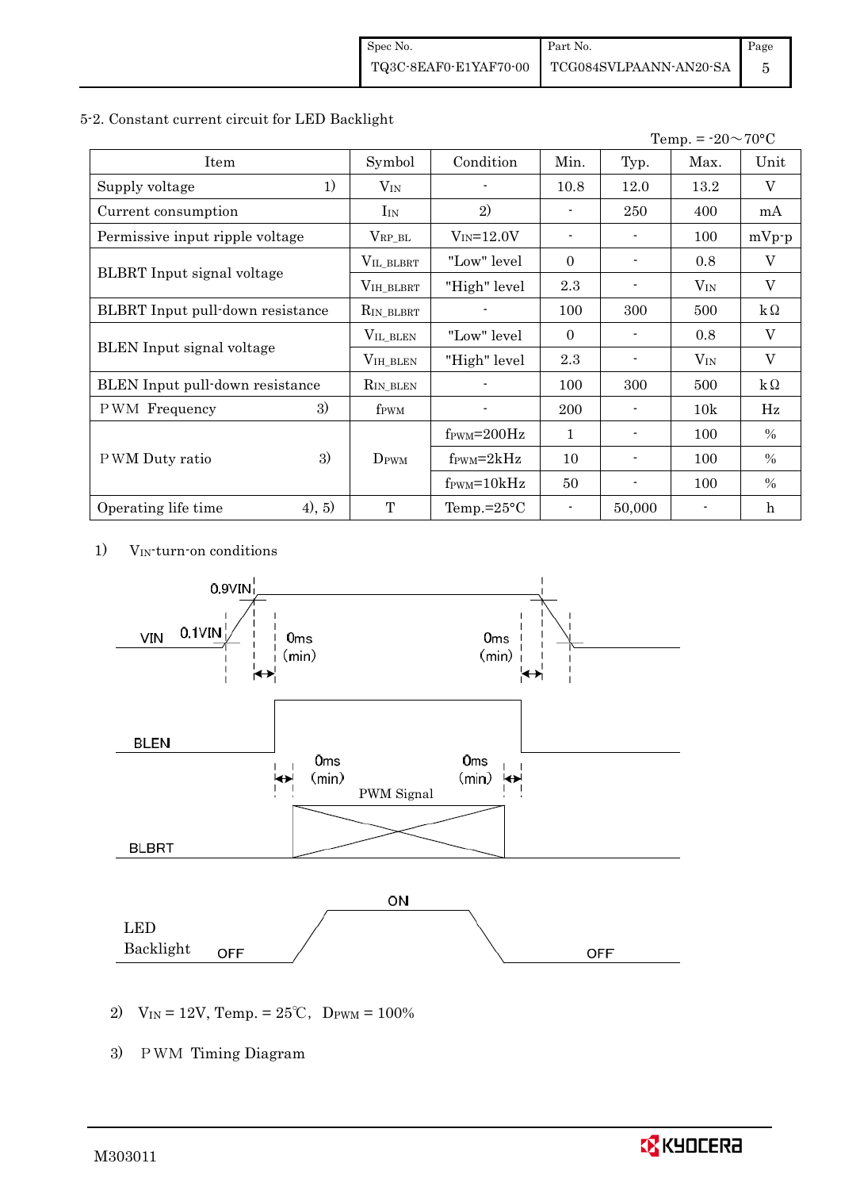### 5-2. Constant current circuit for LED Backlight

Temp. = -20～70°C

| Item | | Symbol | Condition | Min. | Typ. | Max. | Unit |
|---|---|---|---|---|---|---|---|
| Supply voltage | 1) | $V_{IN}$ | - | 10.8 | 12.0 | 13.2 | V |
| Current consumption | | $I_{IN}$ | 2) | - | 250 | 400 | mA |
| Permissive input ripple voltage | | $V_{RP\_BL}$ | $V_{IN}$=12.0V | - | - | 100 | mVp-p |
| BLBRT Input signal voltage | | $V_{IL\_BLBRT}$ | "Low" level | 0 | - | 0.8 | V |
| | | $V_{IH\_BLBRT}$ | "High" level | 2.3 | - | $V_{IN}$ | V |
| BLBRT Input pull-down resistance | | $R_{IN\_BLBRT}$ | - | 100 | 300 | 500 | kΩ |
| BLEN Input signal voltage | | $V_{IL\_BLEN}$ | "Low" level | 0 | - | 0.8 | V |
| | | $V_{IH\_BLEN}$ | "High" level | 2.3 | - | $V_{IN}$ | V |
| BLEN Input pull-down resistance | | $R_{IN\_BLEN}$ | - | 100 | 300 | 500 | kΩ |
| PWM Frequency | 3) | $f_{PWM}$ | - | 200 | - | 10k | Hz |
| PWM Duty ratio | 3) | $D_{PWM}$ | $f_{PWM}$=200Hz | 1 | - | 100 | % |
| | | | $f_{PWM}$=2kHz | 10 | - | 100 | % |
| | | | $f_{PWM}$=10kHz | 50 | - | 100 | % |
| Operating life time | 4), 5) | T | Temp.=25°C | - | 50,000 | - | h |

1) $V_{IN}$-turn-on conditions

0.9VIN, 0.1VIN, VIN, 0ms (min), 0ms (min)

BLEN, 0ms (min), 0ms (min)

PWM Signal

BLBRT

LED Backlight: OFF, ON, OFF

2) $V_{IN}$ = 12V, Temp. = 25℃, $D_{PWM}$ = 100%

3) PWM Timing Diagram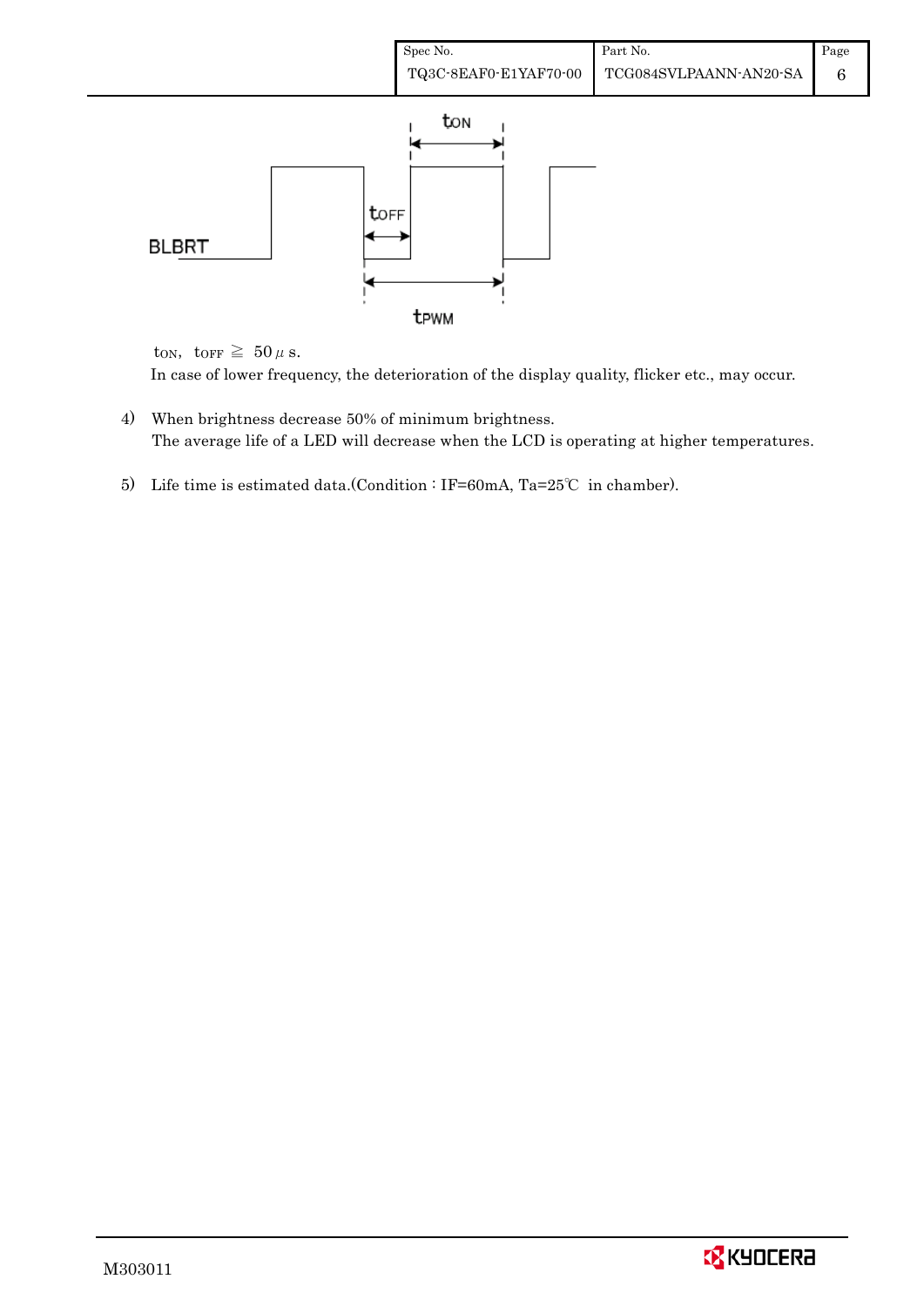BLBRT

$t_{ON}$

$t_{OFF}$

$t_{PWM}$

$t_{ON}$, $t_{OFF} \geqq 50\mu s$.

In case of lower frequency, the deterioration of the display quality, flicker etc., may occur.

4) When brightness decrease 50% of minimum brightness.
   The average life of a LED will decrease when the LCD is operating at higher temperatures.

5) Life time is estimated data.(Condition : IF=60mA, Ta=25℃ in chamber).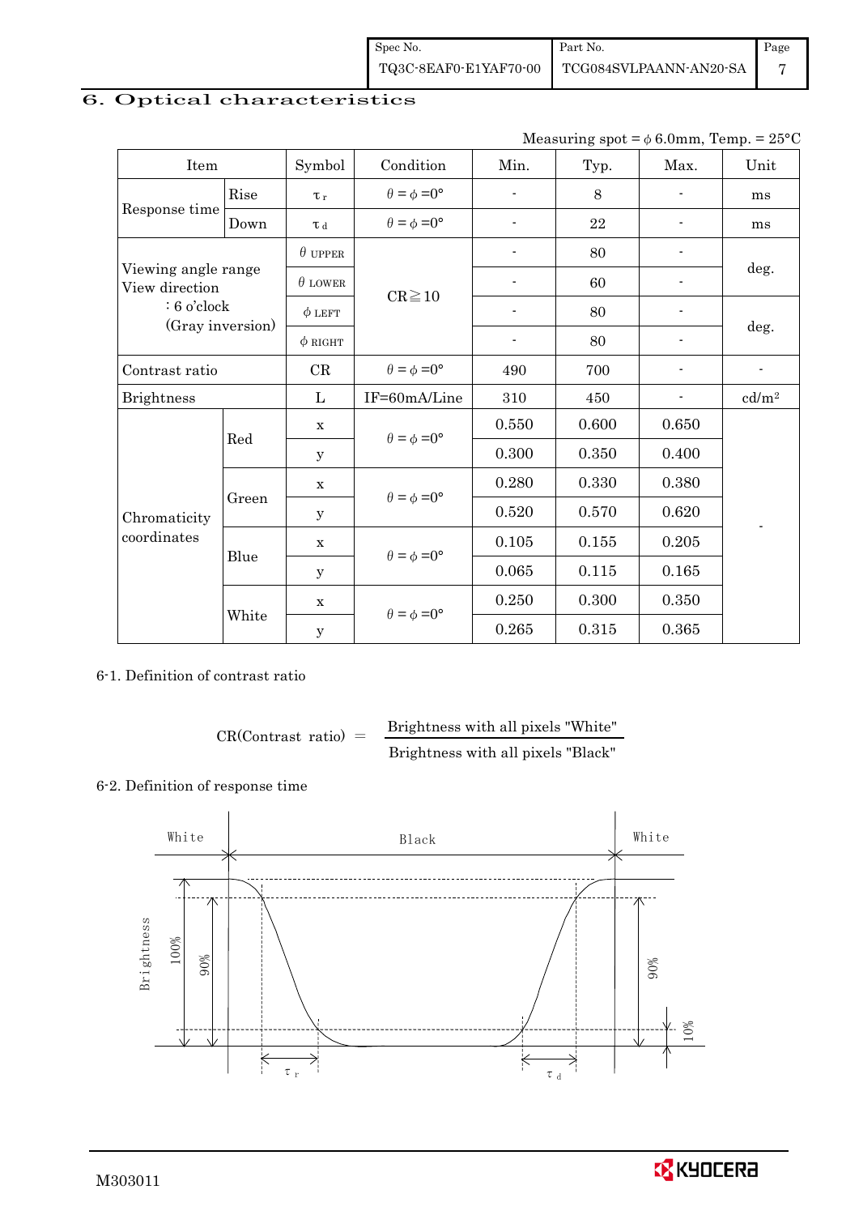## 6. Optical characteristics

Measuring spot = $\phi$ 6.0mm, Temp. = 25°C

| Item | | Symbol | Condition | Min. | Typ. | Max. | Unit |
|---|---|---|---|---|---|---|---|
| Response time | Rise | $\tau_r$ | $\theta = \phi = 0°$ | - | 8 | - | ms |
| | Down | $\tau_d$ | $\theta = \phi = 0°$ | - | 22 | - | ms |
| Viewing angle range View direction : 6 o'clock (Gray inversion) | | $\theta$ UPPER | CR≧10 | - | 80 | - | deg. |
| | | $\theta$ LOWER | | - | 60 | - | |
| | | $\phi$ LEFT | | - | 80 | - | deg. |
| | | $\phi$ RIGHT | | - | 80 | - | |
| Contrast ratio | | CR | $\theta = \phi = 0°$ | 490 | 700 | - | - |
| Brightness | | L | IF=60mA/Line | 310 | 450 | - | cd/m² |
| Chromaticity coordinates | Red | x | $\theta = \phi = 0°$ | 0.550 | 0.600 | 0.650 | - |
| | | y | | 0.300 | 0.350 | 0.400 | |
| | Green | x | $\theta = \phi = 0°$ | 0.280 | 0.330 | 0.380 | |
| | | y | | 0.520 | 0.570 | 0.620 | |
| | Blue | x | $\theta = \phi = 0°$ | 0.105 | 0.155 | 0.205 | |
| | | y | | 0.065 | 0.115 | 0.165 | |
| | White | x | $\theta = \phi = 0°$ | 0.250 | 0.300 | 0.350 | |
| | | y | | 0.265 | 0.315 | 0.365 | |

6-1. Definition of contrast ratio

$$\text{CR(Contrast ratio)} = \frac{\text{Brightness with all pixels "White"}}{\text{Brightness with all pixels "Black"}}$$

6-2. Definition of response time

White Black White

Brightness 100% 90% 90% 10%

$\tau_r$ $\tau_d$

M303011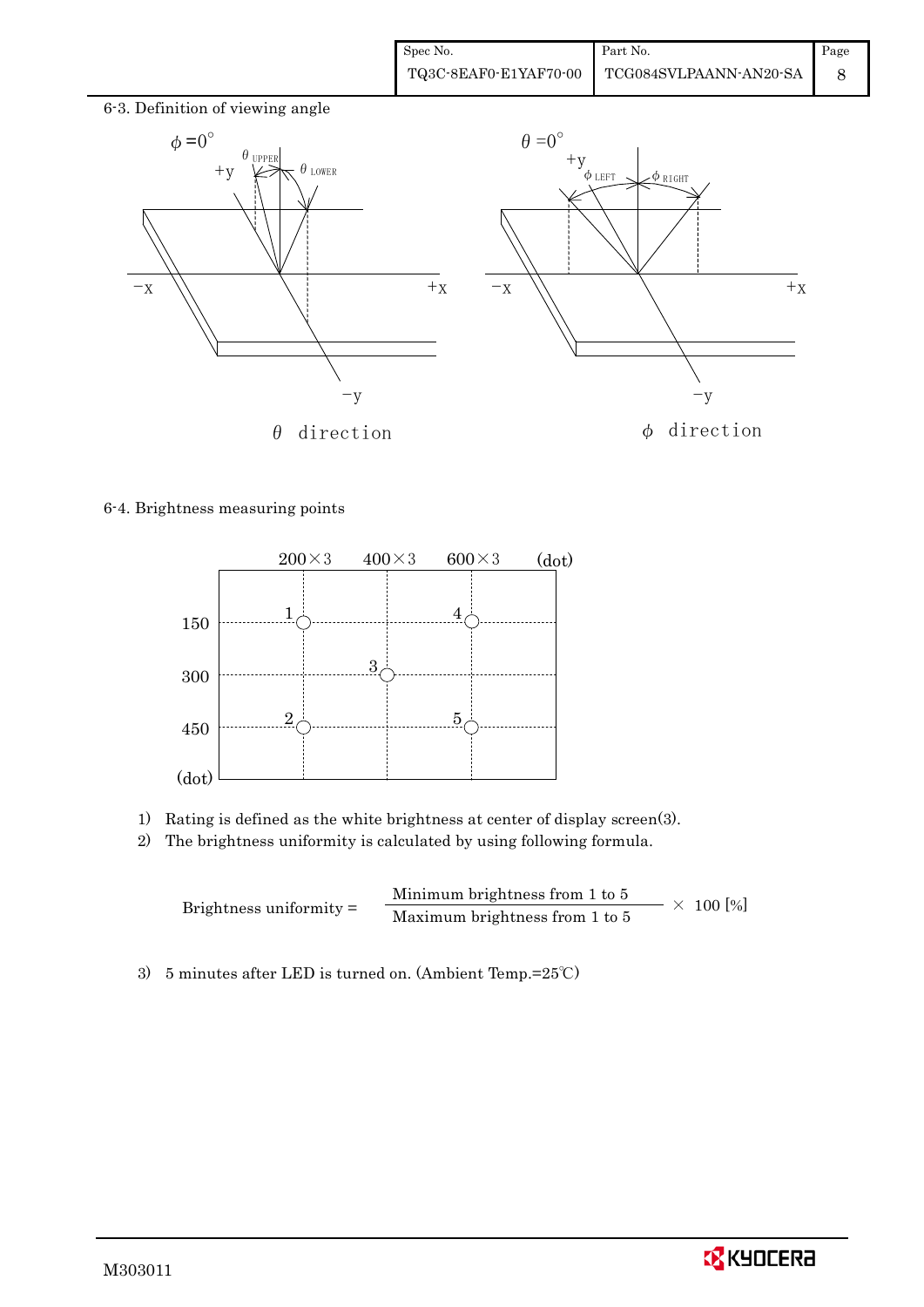6-3. Definition of viewing angle

$\phi = 0°$ — $\theta$ direction

$\theta = 0°$ — $\phi$ direction

6-4. Brightness measuring points

| (dot) | 200×3 | 400×3 | 600×3 |
|---|---|---|---|
| 150 | 1 | | 4 |
| 300 | | 3 | |
| 450 | 2 | | 5 |

1) Rating is defined as the white brightness at center of display screen(3).
2) The brightness uniformity is calculated by using following formula.

$$\text{Brightness uniformity} = \frac{\text{Minimum brightness from 1 to 5}}{\text{Maximum brightness from 1 to 5}} \times 100\ [\%]$$

3) 5 minutes after LED is turned on. (Ambient Temp.=25℃)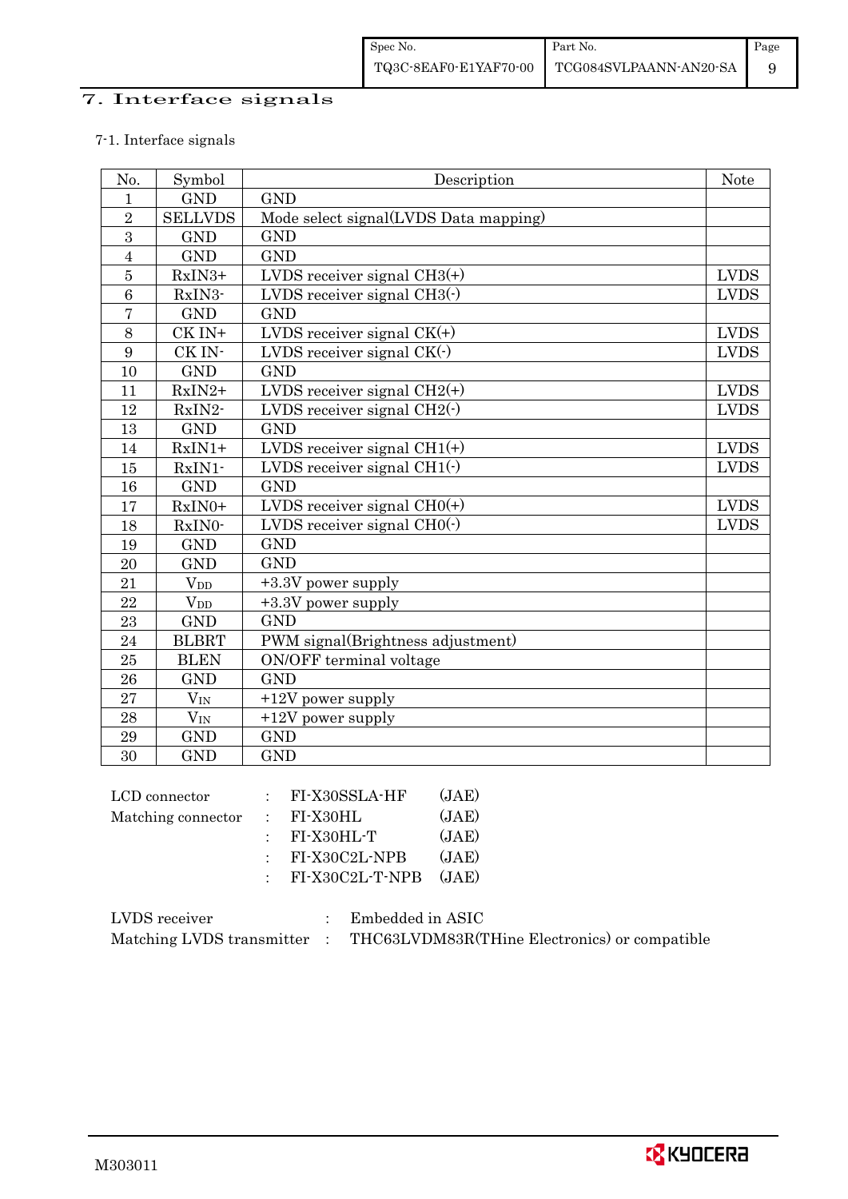# 7. Interface signals

7-1. Interface signals

| No. | Symbol | Description | Note |
|---|---|---|---|
| 1 | GND | GND | |
| 2 | SELLVDS | Mode select signal(LVDS Data mapping) | |
| 3 | GND | GND | |
| 4 | GND | GND | |
| 5 | RxIN3+ | LVDS receiver signal CH3(+) | LVDS |
| 6 | RxIN3- | LVDS receiver signal CH3(-) | LVDS |
| 7 | GND | GND | |
| 8 | CK IN+ | LVDS receiver signal CK(+) | LVDS |
| 9 | CK IN- | LVDS receiver signal CK(-) | LVDS |
| 10 | GND | GND | |
| 11 | RxIN2+ | LVDS receiver signal CH2(+) | LVDS |
| 12 | RxIN2- | LVDS receiver signal CH2(-) | LVDS |
| 13 | GND | GND | |
| 14 | RxIN1+ | LVDS receiver signal CH1(+) | LVDS |
| 15 | RxIN1- | LVDS receiver signal CH1(-) | LVDS |
| 16 | GND | GND | |
| 17 | RxIN0+ | LVDS receiver signal CH0(+) | LVDS |
| 18 | RxIN0- | LVDS receiver signal CH0(-) | LVDS |
| 19 | GND | GND | |
| 20 | GND | GND | |
| 21 | $V_{DD}$ | +3.3V power supply | |
| 22 | $V_{DD}$ | +3.3V power supply | |
| 23 | GND | GND | |
| 24 | BLBRT | PWM signal(Brightness adjustment) | |
| 25 | BLEN | ON/OFF terminal voltage | |
| 26 | GND | GND | |
| 27 | $V_{IN}$ | +12V power supply | |
| 28 | $V_{IN}$ | +12V power supply | |
| 29 | GND | GND | |
| 30 | GND | GND | |

LCD connector : FI-X30SSLA-HF (JAE)
Matching connector : FI-X30HL (JAE)
: FI-X30HL-T (JAE)
: FI-X30C2L-NPB (JAE)
: FI-X30C2L-T-NPB (JAE)

LVDS receiver : Embedded in ASIC
Matching LVDS transmitter : THC63LVDM83R(THine Electronics) or compatible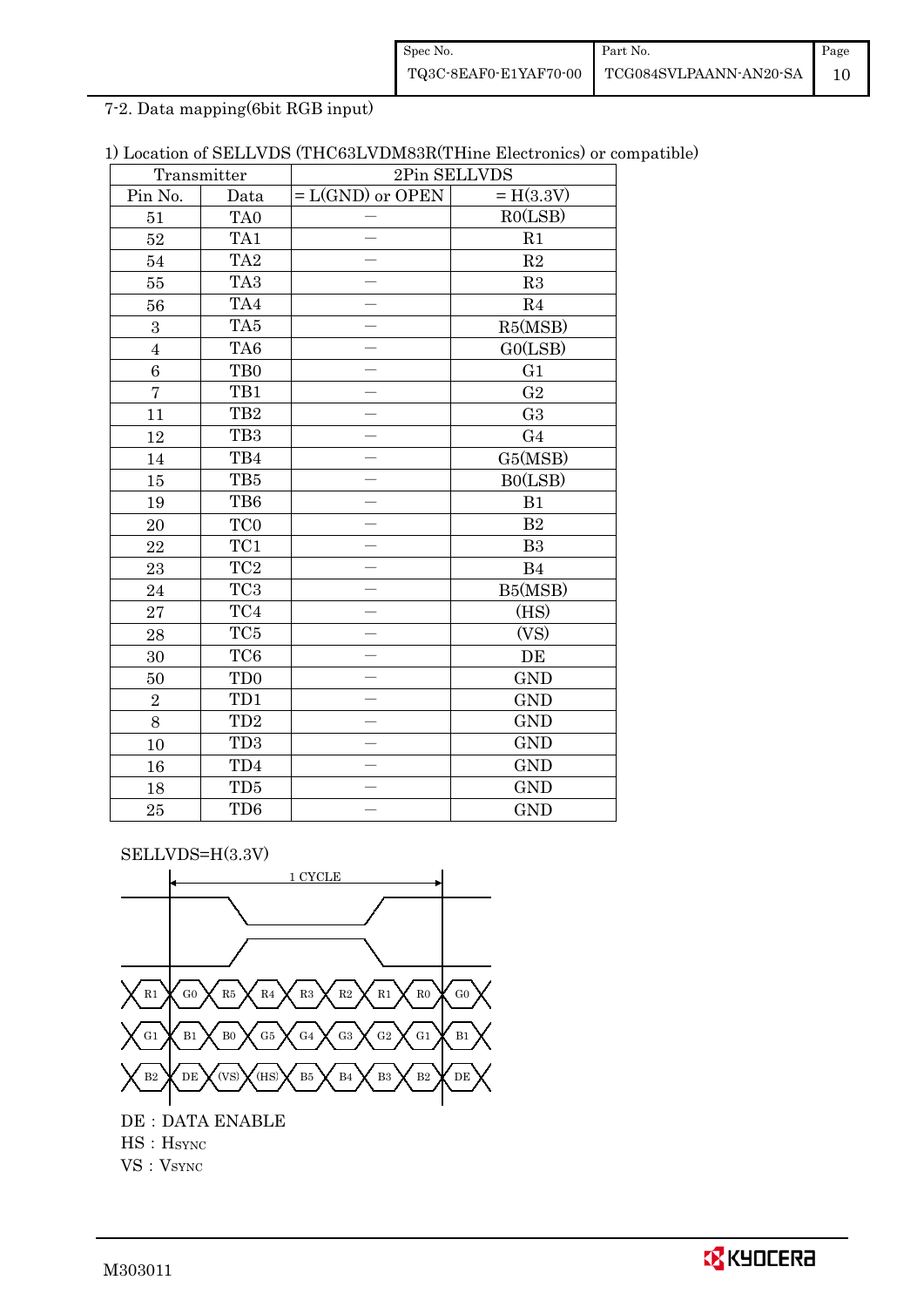7-2. Data mapping(6bit RGB input)

1) Location of SELLVDS (THC63LVDM83R(THine Electronics) or compatible)

| Transmitter | | 2Pin SELLVDS | |
|---|---|---|---|
| Pin No. | Data | = L(GND) or OPEN | = H(3.3V) |
| 51 | TA0 | — | R0(LSB) |
| 52 | TA1 | — | R1 |
| 54 | TA2 | — | R2 |
| 55 | TA3 | — | R3 |
| 56 | TA4 | — | R4 |
| 3 | TA5 | — | R5(MSB) |
| 4 | TA6 | — | G0(LSB) |
| 6 | TB0 | — | G1 |
| 7 | TB1 | — | G2 |
| 11 | TB2 | — | G3 |
| 12 | TB3 | — | G4 |
| 14 | TB4 | — | G5(MSB) |
| 15 | TB5 | — | B0(LSB) |
| 19 | TB6 | — | B1 |
| 20 | TC0 | — | B2 |
| 22 | TC1 | — | B3 |
| 23 | TC2 | — | B4 |
| 24 | TC3 | — | B5(MSB) |
| 27 | TC4 | — | (HS) |
| 28 | TC5 | — | (VS) |
| 30 | TC6 | — | DE |
| 50 | TD0 | — | GND |
| 2 | TD1 | — | GND |
| 8 | TD2 | — | GND |
| 10 | TD3 | — | GND |
| 16 | TD4 | — | GND |
| 18 | TD5 | — | GND |
| 25 | TD6 | — | GND |

SELLVDS=H(3.3V)

1 CYCLE

R1 | G0 | R5 | R4 | R3 | R2 | R1 | R0 | G0

G1 | B1 | B0 | G5 | G4 | G3 | G2 | G1 | B1

B2 | DE | (VS) | (HS) | B5 | B4 | B3 | B2 | DE

DE : DATA ENABLE

HS : HSYNC

VS : VSYNC

M303011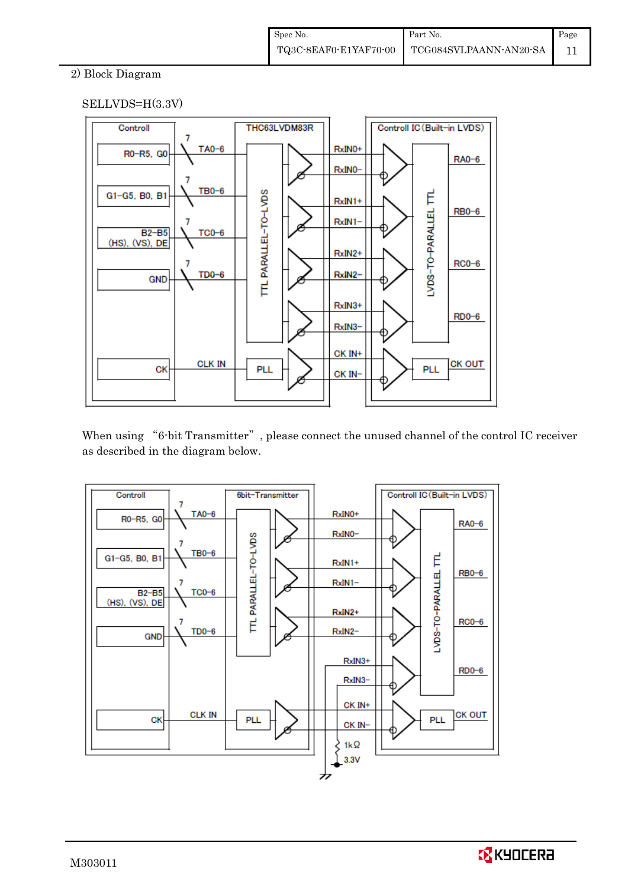2) Block Diagram

SELLVDS=H(3.3V)

Controll | THC63LVDM83R | Controll IC (Built-in LVDS)

R0-R5, G0 — 7 — TA0-6 → RxIN0+ / RxIN0− → RA0-6

G1-G5, B0, B1 — 7 — TB0-6 → RxIN1+ / RxIN1− → RB0-6

B2-B5 (HS), (VS), DE — 7 — TC0-6 → RxIN2+ / RxIN2− → RC0-6

GND — 7 — TD0-6 → RxIN3+ / RxIN3− → RD0-6

CK — CLK IN → PLL → CK IN+ / CK IN− → PLL → CK OUT

TTL PARALLEL-TO-LVDS | LVDS-TO-PARALLEL TTL

When using "6-bit Transmitter", please connect the unused channel of the control IC receiver as described in the diagram below.

Controll | 6bit-Transmitter | Controll IC (Built-in LVDS)

R0-R5, G0 — 7 — TA0-6 → RxIN0+ / RxIN0− → RA0-6

G1-G5, B0, B1 — 7 — TB0-6 → RxIN1+ / RxIN1− → RB0-6

B2-B5 (HS), (VS), DE — 7 — TC0-6 → RxIN2+ / RxIN2− → RC0-6

GND — 7 — TD0-6

RxIN3+ / RxIN3− → RD0-6

CK — CLK IN → PLL → CK IN+ / CK IN− → PLL → CK OUT

1kΩ, 3.3V

TTL PARALLEL-TO-LVDS | LVDS-TO-PARALLEL TTL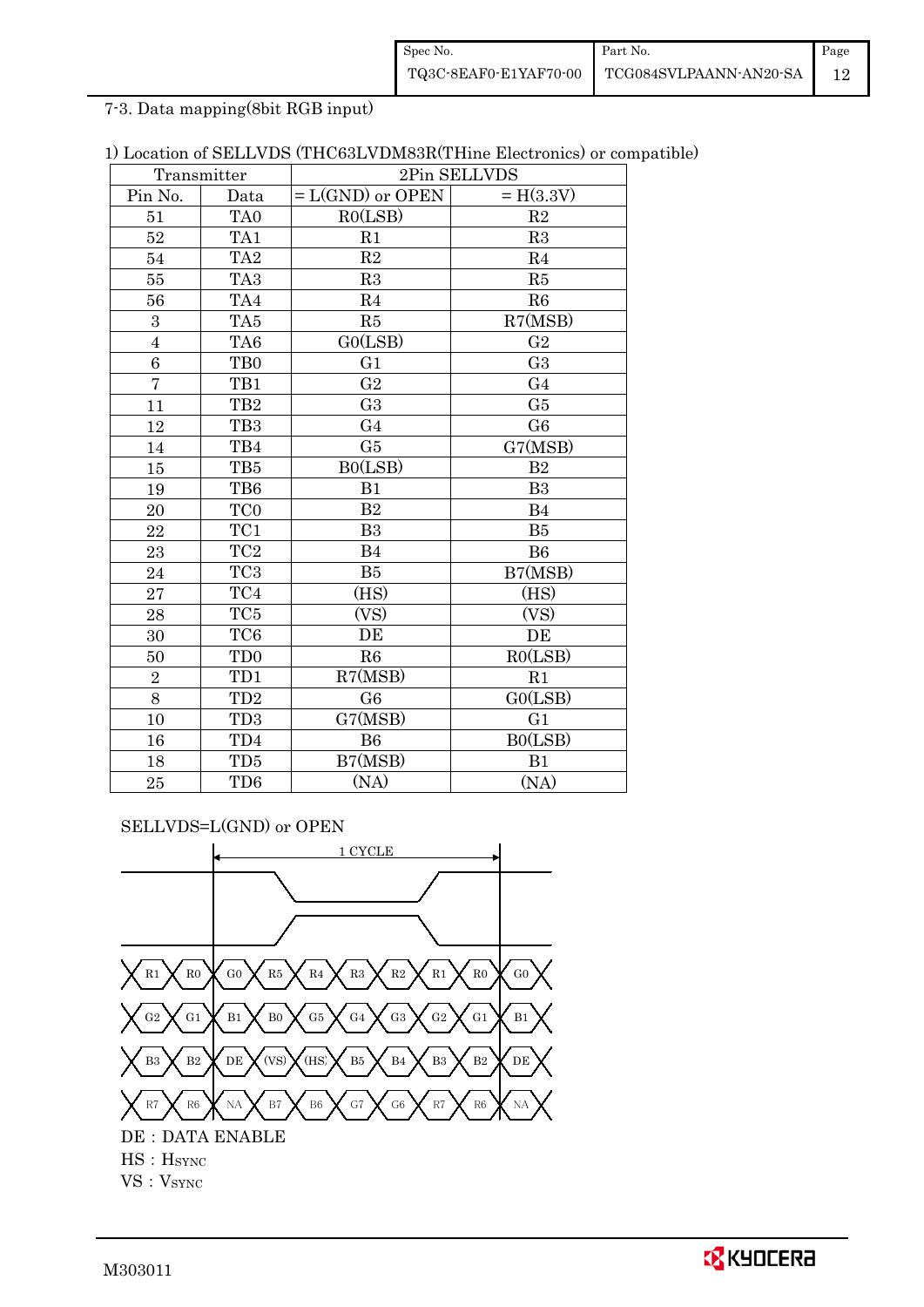### 7-3. Data mapping(8bit RGB input)

1) Location of SELLVDS (THC63LVDM83R(THine Electronics) or compatible)

| Transmitter | | 2Pin SELLVDS | |
|---|---|---|---|
| Pin No. | Data | = L(GND) or OPEN | = H(3.3V) |
| 51 | TA0 | R0(LSB) | R2 |
| 52 | TA1 | R1 | R3 |
| 54 | TA2 | R2 | R4 |
| 55 | TA3 | R3 | R5 |
| 56 | TA4 | R4 | R6 |
| 3 | TA5 | R5 | R7(MSB) |
| 4 | TA6 | G0(LSB) | G2 |
| 6 | TB0 | G1 | G3 |
| 7 | TB1 | G2 | G4 |
| 11 | TB2 | G3 | G5 |
| 12 | TB3 | G4 | G6 |
| 14 | TB4 | G5 | G7(MSB) |
| 15 | TB5 | B0(LSB) | B2 |
| 19 | TB6 | B1 | B3 |
| 20 | TC0 | B2 | B4 |
| 22 | TC1 | B3 | B5 |
| 23 | TC2 | B4 | B6 |
| 24 | TC3 | B5 | B7(MSB) |
| 27 | TC4 | (HS) | (HS) |
| 28 | TC5 | (VS) | (VS) |
| 30 | TC6 | DE | DE |
| 50 | TD0 | R6 | R0(LSB) |
| 2 | TD1 | R7(MSB) | R1 |
| 8 | TD2 | G6 | G0(LSB) |
| 10 | TD3 | G7(MSB) | G1 |
| 16 | TD4 | B6 | B0(LSB) |
| 18 | TD5 | B7(MSB) | B1 |
| 25 | TD6 | (NA) | (NA) |

SELLVDS=L(GND) or OPEN

1 CYCLE

R1 R0 | G0 R5 R4 R3 R2 R1 R0 | G0

G2 G1 | B1 B0 G5 G4 G3 G2 G1 | B1

B3 B2 | DE (VS) (HS) B5 B4 B3 B2 | DE

R7 R6 | NA B7 B6 G7 G6 R7 R6 | NA

DE : DATA ENABLE

HS : $H_{SYNC}$

VS : $V_{SYNC}$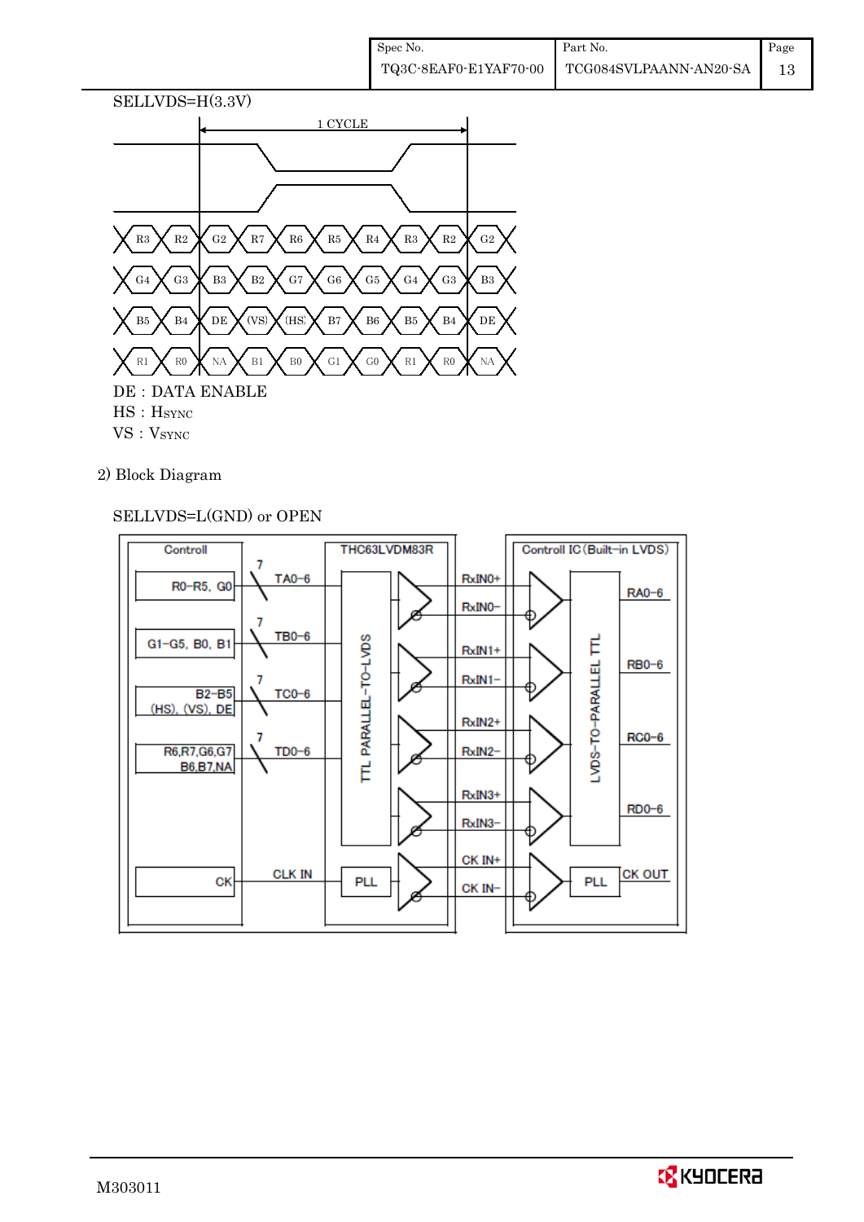SELLVDS=H(3.3V)

1 CYCLE

| R3 | R2 | G2 | R7 | R6 | R5 | R4 | R3 | R2 | G2 |
|---|---|---|---|---|---|---|---|---|---|
| G4 | G3 | B3 | B2 | G7 | G6 | G5 | G4 | G3 | B3 |
| B5 | B4 | DE | (VS) | (HS) | B7 | B6 | B5 | B4 | DE |
| R1 | R0 | NA | B1 | B0 | G1 | G0 | R1 | R0 | NA |

DE : DATA ENABLE
HS : $H_{SYNC}$
VS : $V_{SYNC}$

2) Block Diagram

SELLVDS=L(GND) or OPEN

Controll: R0-R5, G0 / G1-G5, B0, B1 / B2-B5 (HS), (VS), DE / R6,R7,G6,G7 B6,B7,NA / CK

7 TA0-6, 7 TB0-6, 7 TC0-6, 7 TD0-6, CLK IN

THC63LVDM83R: TTL PARALLEL-TO-LVDS, PLL

RxIN0+, RxIN0−, RxIN1+, RxIN1−, RxIN2+, RxIN2−, RxIN3+, RxIN3−, CK IN+, CK IN−

Controll IC (Built-in LVDS): LVDS-TO-PARALLEL TTL, PLL

RA0-6, RB0-6, RC0-6, RD0-6, CK OUT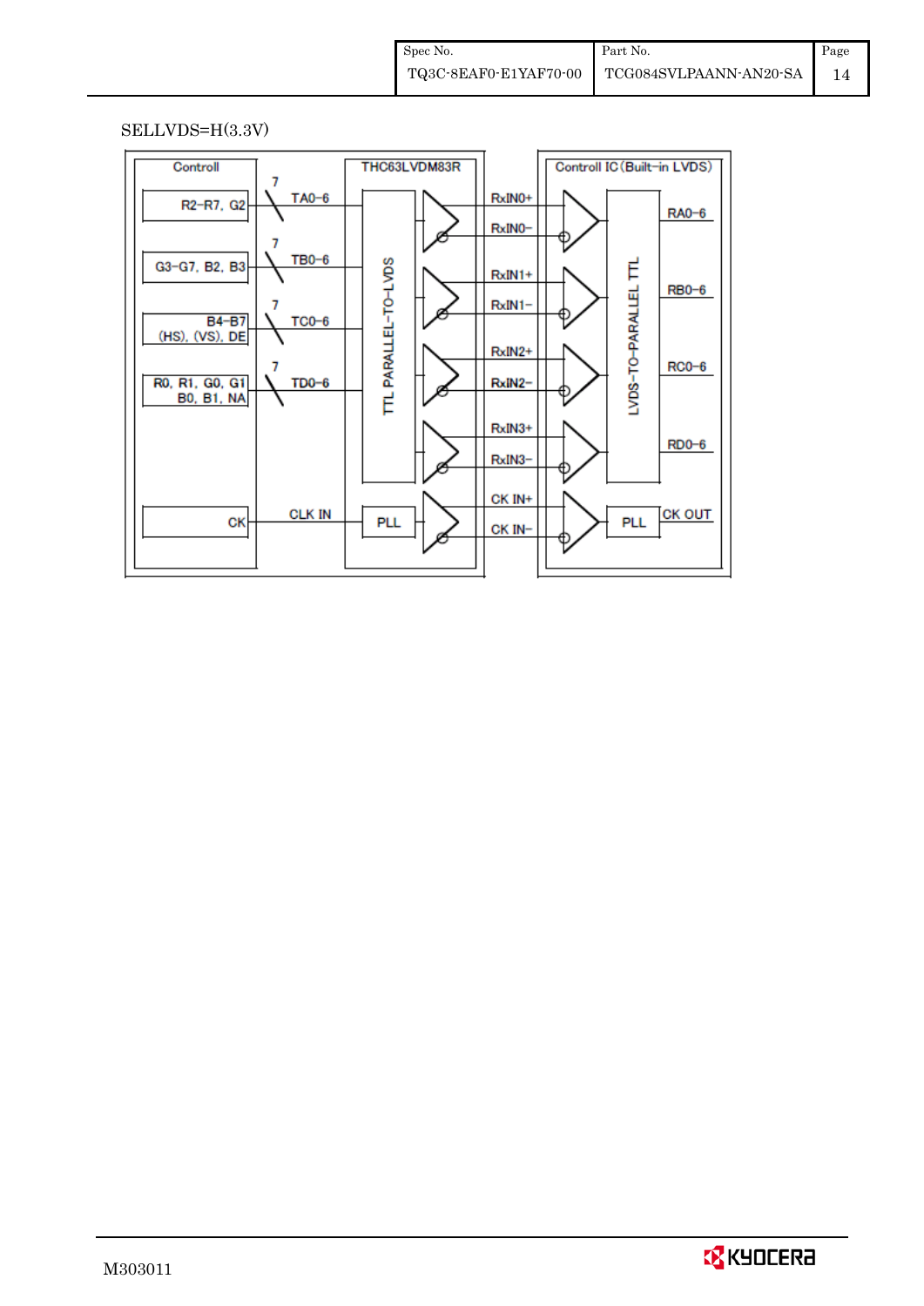SELLVDS=H(3.3V)

Controll | THC63LVDM83R | Controll IC (Built-in LVDS)

R2-R7, G2 — 7 — TA0-6

G3-G7, B2, B3 — 7 — TB0-6

B4-B7 (HS), (VS), DE — 7 — TC0-6

R0, R1, G0, G1 B0, B1, NA — 7 — TD0-6

CK — CLK IN — PLL

TTL PARALLEL-TO-LVDS

RxIN0+, RxIN0-

RxIN1+, RxIN1-

RxIN2+, RxIN2-

RxIN3+, RxIN3-

CK IN+, CK IN-

LVDS-TO-PARALLEL TTL

RA0-6

RB0-6

RC0-6

RD0-6

PLL — CK OUT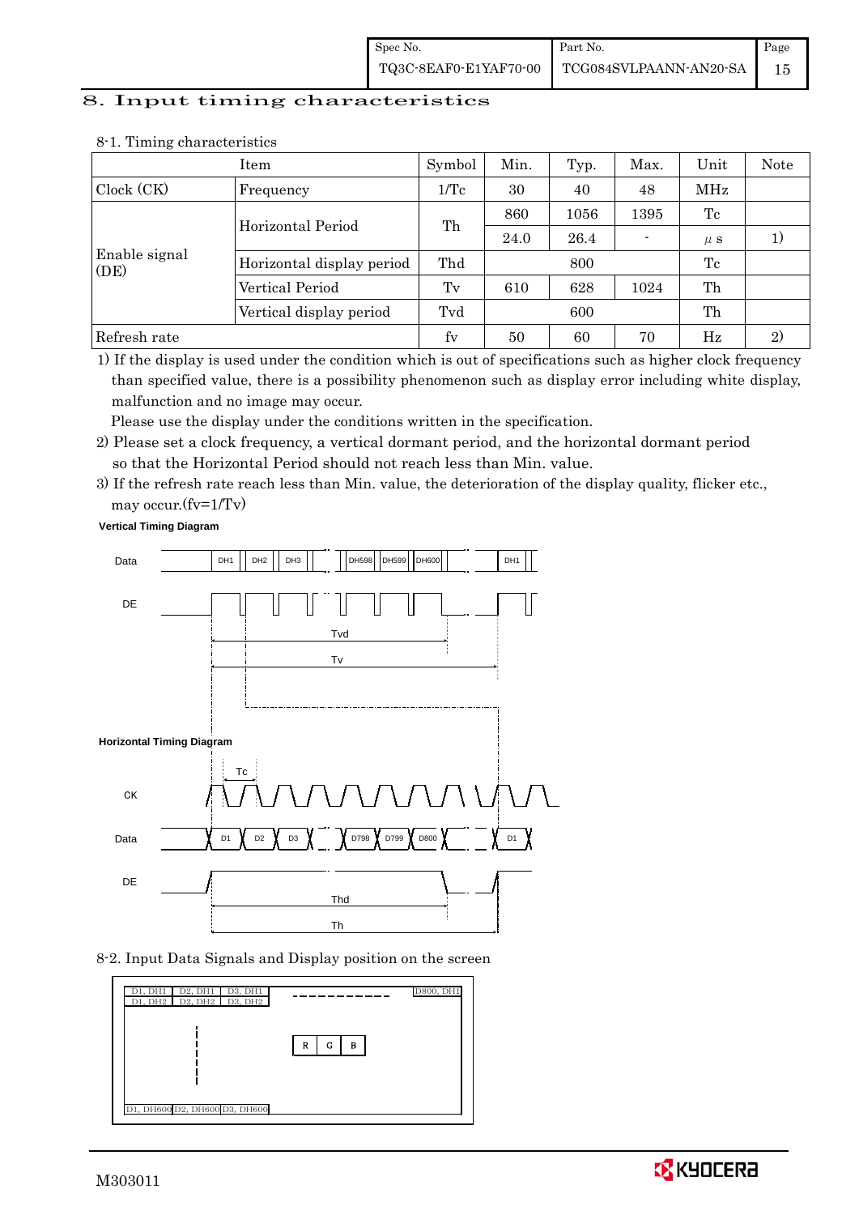# 8. Input timing characteristics

8-1. Timing characteristics

| Item | | Symbol | Min. | Typ. | Max. | Unit | Note |
|---|---|---|---|---|---|---|---|
| Clock (CK) | Frequency | 1/Tc | 30 | 40 | 48 | MHz | |
| Enable signal (DE) | Horizontal Period | Th | 860 | 1056 | 1395 | Tc | |
| | | | 24.0 | 26.4 | - | μs | 1) |
| | Horizontal display period | Thd | | 800 | | Tc | |
| | Vertical Period | Tv | 610 | 628 | 1024 | Th | |
| | Vertical display period | Tvd | | 600 | | Th | |
| Refresh rate | | fv | 50 | 60 | 70 | Hz | 2) |

1) If the display is used under the condition which is out of specifications such as higher clock frequency than specified value, there is a possibility phenomenon such as display error including white display, malfunction and no image may occur.
   Please use the display under the conditions written in the specification.

2) Please set a clock frequency, a vertical dormant period, and the horizontal dormant period so that the Horizontal Period should not reach less than Min. value.

3) If the refresh rate reach less than Min. value, the deterioration of the display quality, flicker etc., may occur.(fv=1/Tv)

**Vertical Timing Diagram**

Data: DH1, DH2, DH3, ..., DH598, DH599, DH600, ..., DH1

DE

Tvd

Tv

**Horizontal Timing Diagram**

Tc

CK

Data: D1, D2, D3, ..., D798, D799, D800, ..., D1

DE

Thd

Th

8-2. Input Data Signals and Display position on the screen

| D1, DH1 | D2, DH1 | D3, DH1 | ------------ | D800, DH1 |
|---|---|---|---|---|
| D1, DH2 | D2, DH2 | D3, DH2 | | |
| D1, DH600 | D2, DH600 | D3, DH600 | | |

R G B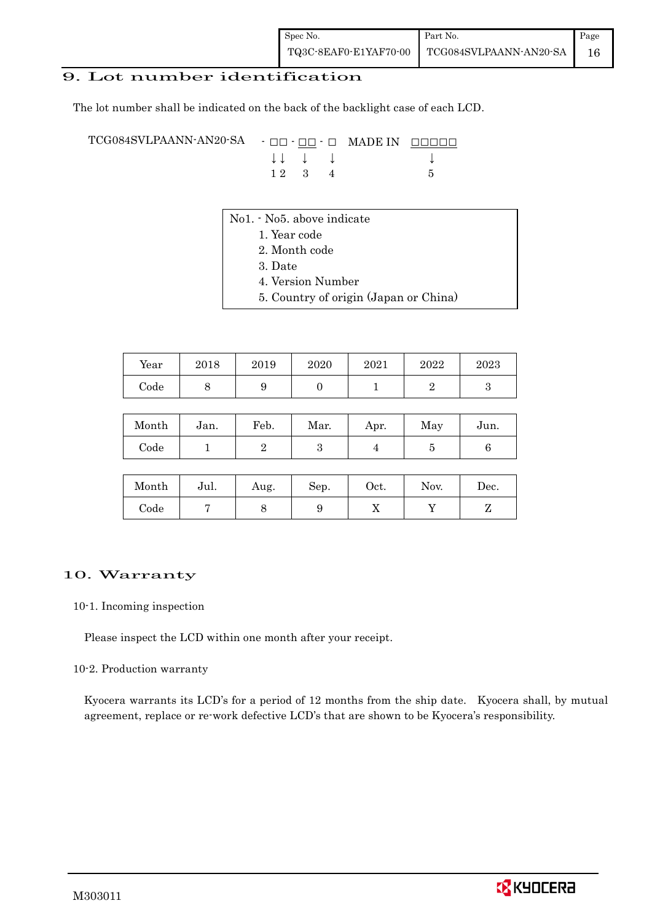## 9. Lot number identification

The lot number shall be indicated on the back of the backlight case of each LCD.

```
TCG084SVLPAANN-AN20-SA   - □□ - □□ - □   MADE IN  □□□□□
                           ↓↓    ↓    ↓               ↓
                           1 2   3    4               5
```

No1. - No5. above indicate
1. Year code
2. Month code
3. Date
4. Version Number
5. Country of origin (Japan or China)

| Year | 2018 | 2019 | 2020 | 2021 | 2022 | 2023 |
|---|---|---|---|---|---|---|
| Code | 8 | 9 | 0 | 1 | 2 | 3 |

| Month | Jan. | Feb. | Mar. | Apr. | May | Jun. |
|---|---|---|---|---|---|---|
| Code | 1 | 2 | 3 | 4 | 5 | 6 |

| Month | Jul. | Aug. | Sep. | Oct. | Nov. | Dec. |
|---|---|---|---|---|---|---|
| Code | 7 | 8 | 9 | X | Y | Z |

## 10. Warranty

### 10-1. Incoming inspection

Please inspect the LCD within one month after your receipt.

### 10-2. Production warranty

Kyocera warrants its LCD's for a period of 12 months from the ship date. Kyocera shall, by mutual agreement, replace or re-work defective LCD's that are shown to be Kyocera's responsibility.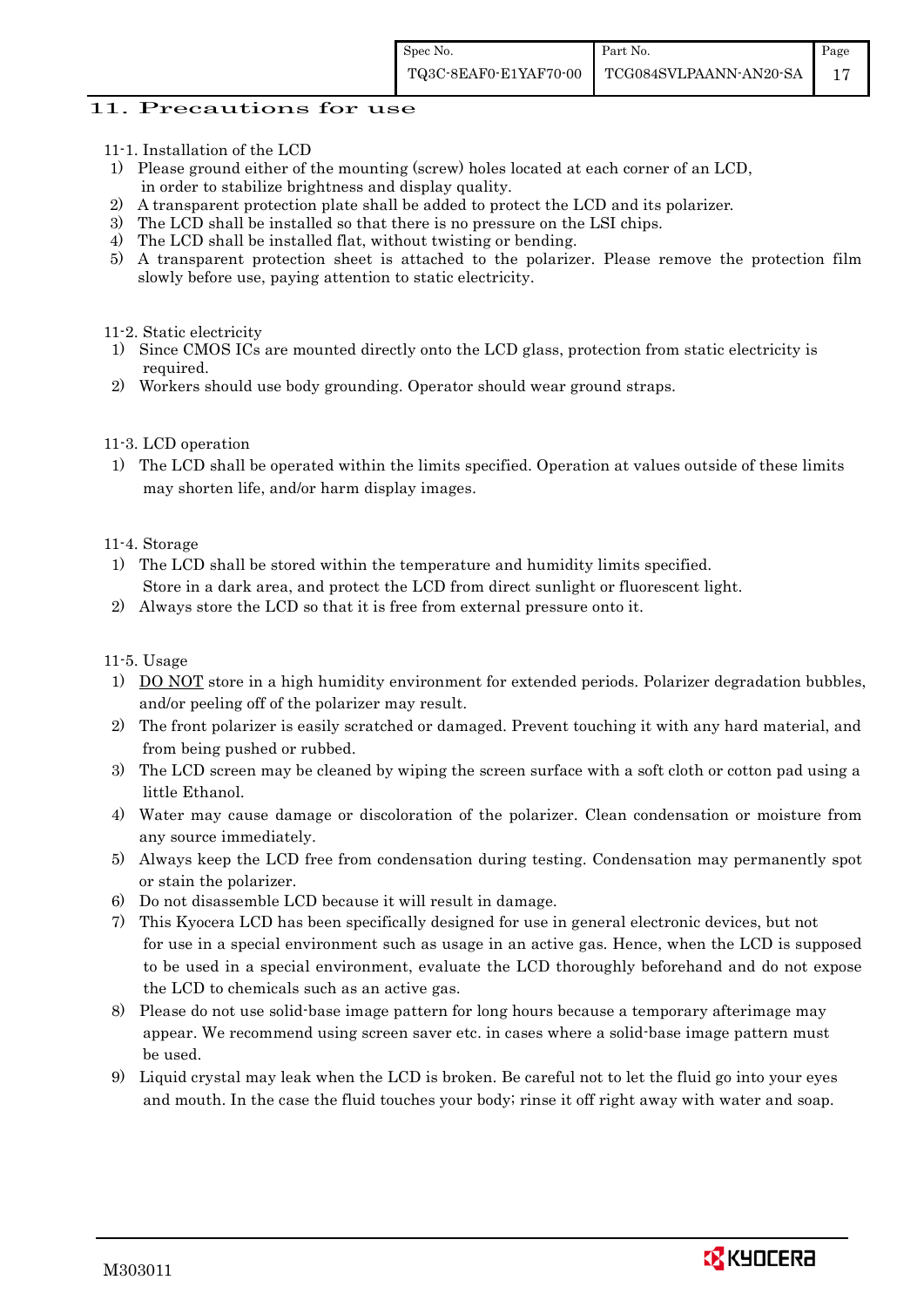## 11. Precautions for use

11-1. Installation of the LCD

1) Please ground either of the mounting (screw) holes located at each corner of an LCD, in order to stabilize brightness and display quality.
2) A transparent protection plate shall be added to protect the LCD and its polarizer.
3) The LCD shall be installed so that there is no pressure on the LSI chips.
4) The LCD shall be installed flat, without twisting or bending.
5) A transparent protection sheet is attached to the polarizer. Please remove the protection film slowly before use, paying attention to static electricity.

11-2. Static electricity

1) Since CMOS ICs are mounted directly onto the LCD glass, protection from static electricity is required.
2) Workers should use body grounding. Operator should wear ground straps.

11-3. LCD operation

1) The LCD shall be operated within the limits specified. Operation at values outside of these limits may shorten life, and/or harm display images.

11-4. Storage

1) The LCD shall be stored within the temperature and humidity limits specified. Store in a dark area, and protect the LCD from direct sunlight or fluorescent light.
2) Always store the LCD so that it is free from external pressure onto it.

11-5. Usage

1) <u>DO NOT</u> store in a high humidity environment for extended periods. Polarizer degradation bubbles, and/or peeling off of the polarizer may result.
2) The front polarizer is easily scratched or damaged. Prevent touching it with any hard material, and from being pushed or rubbed.
3) The LCD screen may be cleaned by wiping the screen surface with a soft cloth or cotton pad using a little Ethanol.
4) Water may cause damage or discoloration of the polarizer. Clean condensation or moisture from any source immediately.
5) Always keep the LCD free from condensation during testing. Condensation may permanently spot or stain the polarizer.
6) Do not disassemble LCD because it will result in damage.
7) This Kyocera LCD has been specifically designed for use in general electronic devices, but not for use in a special environment such as usage in an active gas. Hence, when the LCD is supposed to be used in a special environment, evaluate the LCD thoroughly beforehand and do not expose the LCD to chemicals such as an active gas.
8) Please do not use solid-base image pattern for long hours because a temporary afterimage may appear. We recommend using screen saver etc. in cases where a solid-base image pattern must be used.
9) Liquid crystal may leak when the LCD is broken. Be careful not to let the fluid go into your eyes and mouth. In the case the fluid touches your body; rinse it off right away with water and soap.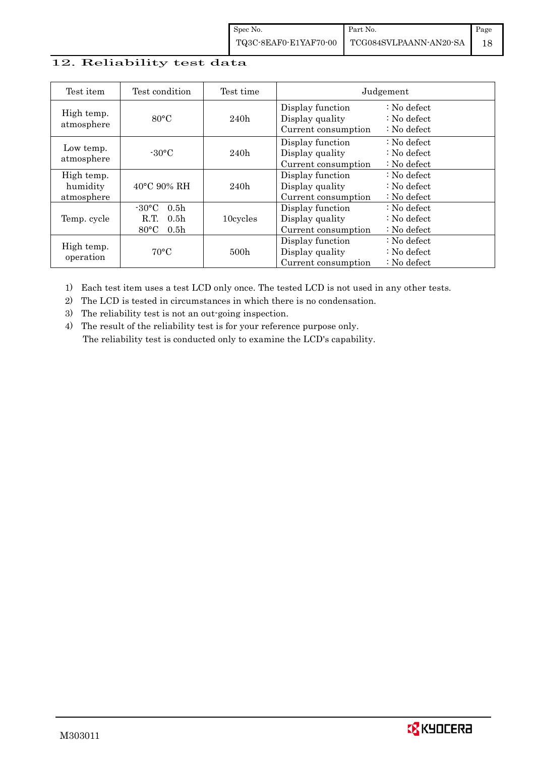## 12. Reliability test data

| Test item | Test condition | Test time | Judgement |
|---|---|---|---|
| High temp. atmosphere | 80°C | 240h | Display function : No defect<br>Display quality : No defect<br>Current consumption : No defect |
| Low temp. atmosphere | -30°C | 240h | Display function : No defect<br>Display quality : No defect<br>Current consumption : No defect |
| High temp. humidity atmosphere | 40°C 90% RH | 240h | Display function : No defect<br>Display quality : No defect<br>Current consumption : No defect |
| Temp. cycle | -30°C 0.5h<br>R.T. 0.5h<br>80°C 0.5h | 10cycles | Display function : No defect<br>Display quality : No defect<br>Current consumption : No defect |
| High temp. operation | 70°C | 500h | Display function : No defect<br>Display quality : No defect<br>Current consumption : No defect |

1) Each test item uses a test LCD only once. The tested LCD is not used in any other tests.
2) The LCD is tested in circumstances in which there is no condensation.
3) The reliability test is not an out-going inspection.
4) The result of the reliability test is for your reference purpose only.
   The reliability test is conducted only to examine the LCD's capability.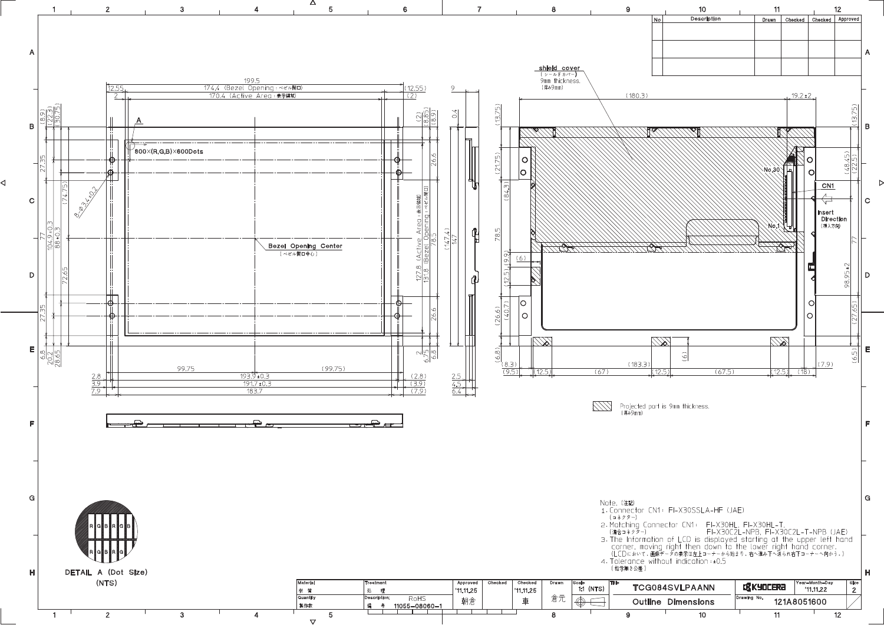| No | Description | Drawn | Checked | Checked | Approved |
|---|---|---|---|---|---|
| | | | | | |
| | | | | | |

800×(R,G,B)×600Dots

Bezel Opening Center
（ベゼル開口中心）

shield cover
（シールドカバー）
9mm thickness.
（厚み9mm）

Projected part is 9mm thickness.
（厚み9mm）

DETAIL A (Dot Size)
(NTS)

Note.（注記）
1. Connector CN1: FI-X30SSLA-HF (JAE)
（コネクター）
2. Matching Connector CN1: FI-X30HL, FI-X30HL-T, FI-X30C2L-NPB, FI-X30C2L-T-NPB (JAE)
（適合コネクター）
3. The Information of LCD is displayed starting at the upper left hand corner, moving right then down to the lower right hand corner.
（LCDにおいて，画像データの表示は左上コーナーから始まり，右へ進み下へ送られ右下コーナーへ向かう。）
4. Tolerance without indication: ±0.5
（指示無き公差）

| Material 材質 | Treatment 処理 | Approved | Checked | Checked | Drawn | Scale | Title | | Year-Month-Day | Size |
|---|---|---|---|---|---|---|---|---|---|---|
| | | '11.11.25 | | '11.11.25 | | 1:1 (NTS) | TCG084SVLPAANN | KYOCERA | '11.11.22 | 2 |
| Quantity 製作数 | Description; 備考 RoHS 11055-08060-1 | 朝倉 | | 車 | 倉元 | | Outline Dimensions | Drawing No. 121A8051600 | | |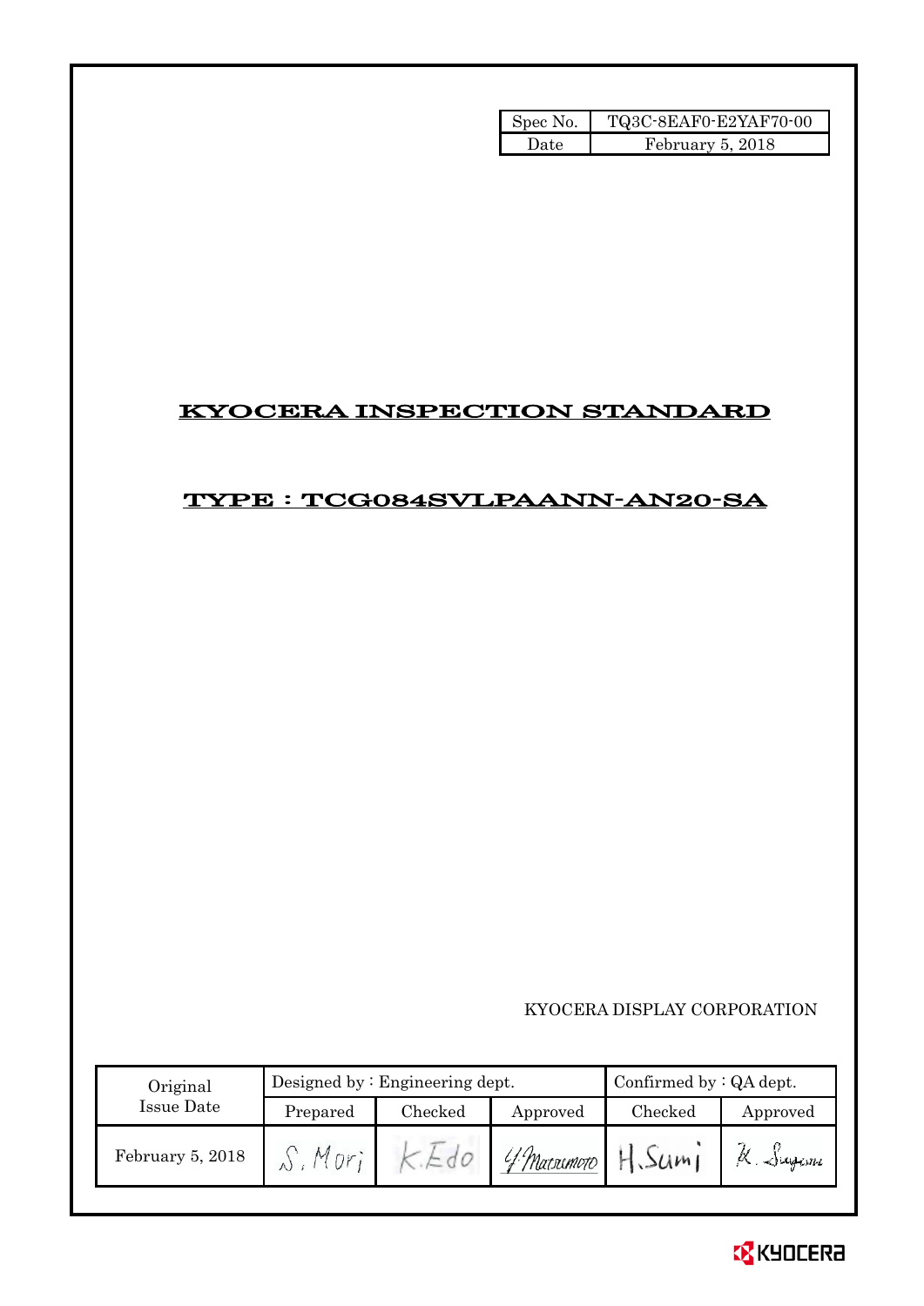| Spec No. | TQ3C-8EAF0-E2YAF70-00 |
|---|---|
| Date | February 5, 2018 |

# KYOCERA INSPECTION STANDARD

## TYPE : TCG084SVLPAANN-AN20-SA

KYOCERA DISPLAY CORPORATION

| Original Issue Date | Designed by : Engineering dept. | | | Confirmed by : QA dept. | |
|---|---|---|---|---|---|
| | Prepared | Checked | Approved | Checked | Approved |
| February 5, 2018 | S. Mori | K. Edo | Y. Matsumoto | H. Sumi | K. Sugiura |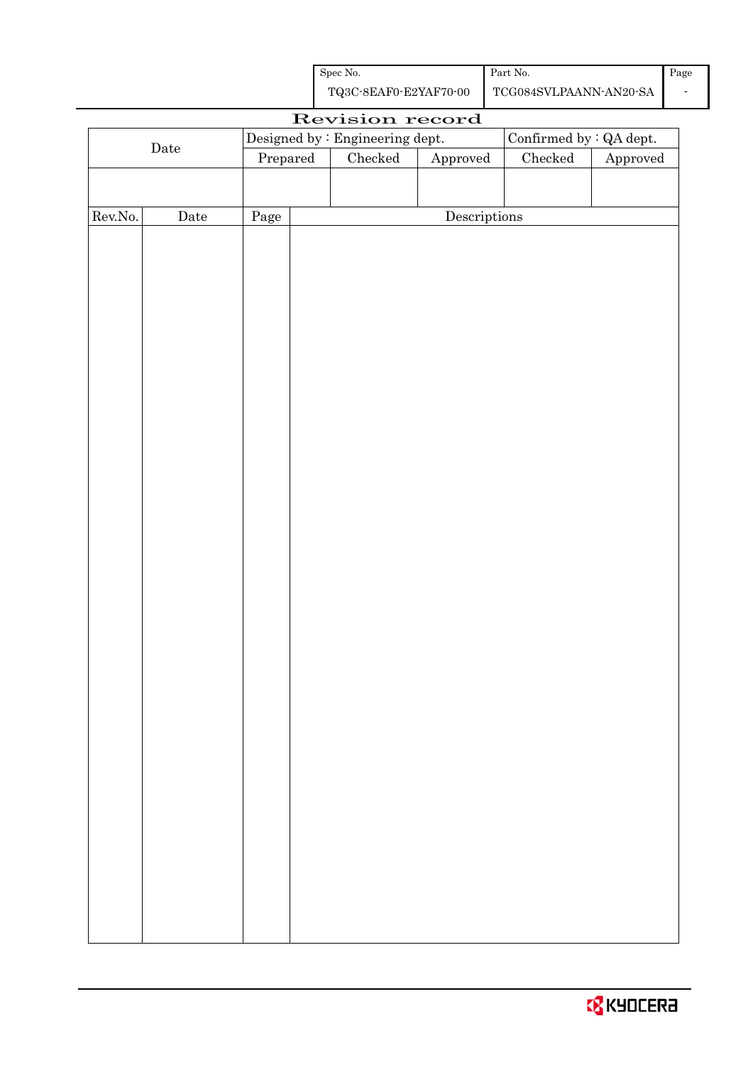| Spec No. | Part No. | Page |
|---|---|---|
| TQ3C-8EAF0-E2YAF70-00 | TCG084SVLPAANN-AN20-SA | - |

# Revision record

| Date | Designed by : Engineering dept. | | | Confirmed by : QA dept. | |
|---|---|---|---|---|---|
| | Prepared | Checked | Approved | Checked | Approved |
| | | | | | |

| Rev.No. | Date | Page | Descriptions |
|---|---|---|---|
| | | | |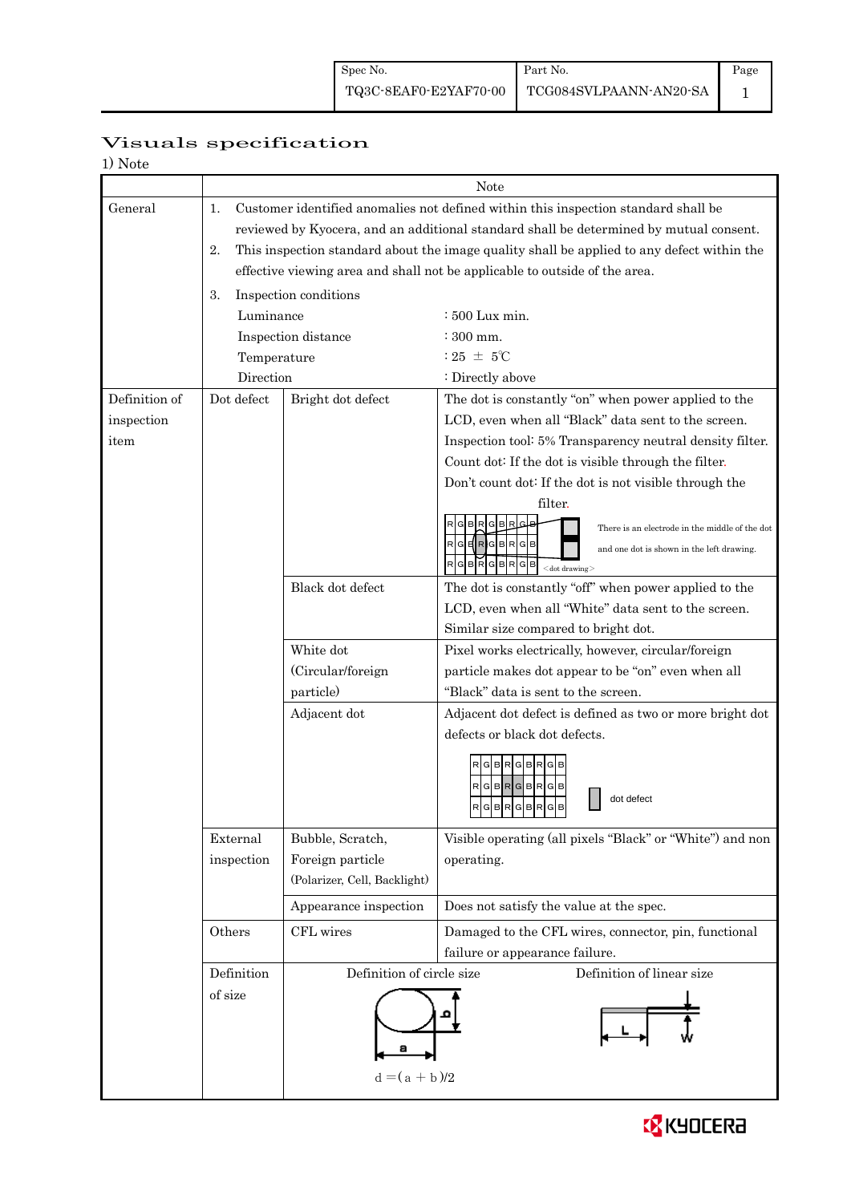| Spec No. | Part No. | Page |
|---|---|---|
| TQ3C-8EAF0-E2YAF70-00 | TCG084SVLPAANN-AN20-SA | 1 |

# Visuals specification

1) Note

| | Note | | |
|---|---|---|---|
| General | 1. Customer identified anomalies not defined within this inspection standard shall be reviewed by Kyocera, and an additional standard shall be determined by mutual consent.<br>2. This inspection standard about the image quality shall be applied to any defect within the effective viewing area and shall not be applicable to outside of the area.<br>3. Inspection conditions<br>Luminance : 500 Lux min.<br>Inspection distance : 300 mm.<br>Temperature : 25 ± 5℃<br>Direction : Directly above | | |
| Definition of inspection item | Dot defect | Bright dot defect | The dot is constantly "on" when power applied to the LCD, even when all "Black" data sent to the screen.<br>Inspection tool: 5% Transparency neutral density filter.<br>Count dot: If the dot is visible through the filter.<br>Don't count dot: If the dot is not visible through the filter.<br>There is an electrode in the middle of the dot and one dot is shown in the left drawing.<br><dot drawing> |
| | | Black dot defect | The dot is constantly "off" when power applied to the LCD, even when all "White" data sent to the screen.<br>Similar size compared to bright dot. |
| | | White dot (Circular/foreign particle) | Pixel works electrically, however, circular/foreign particle makes dot appear to be "on" even when all "Black" data is sent to the screen. |
| | | Adjacent dot | Adjacent dot defect is defined as two or more bright dot defects or black dot defects.<br>dot defect |
| | External inspection | Bubble, Scratch, Foreign particle (Polarizer, Cell, Backlight) | Visible operating (all pixels "Black" or "White") and non operating. |
| | | Appearance inspection | Does not satisfy the value at the spec. |
| | Others | CFL wires | Damaged to the CFL wires, connector, pin, functional failure or appearance failure. |
| | Definition of size | Definition of circle size<br>$d = (a + b)/2$ | Definition of linear size |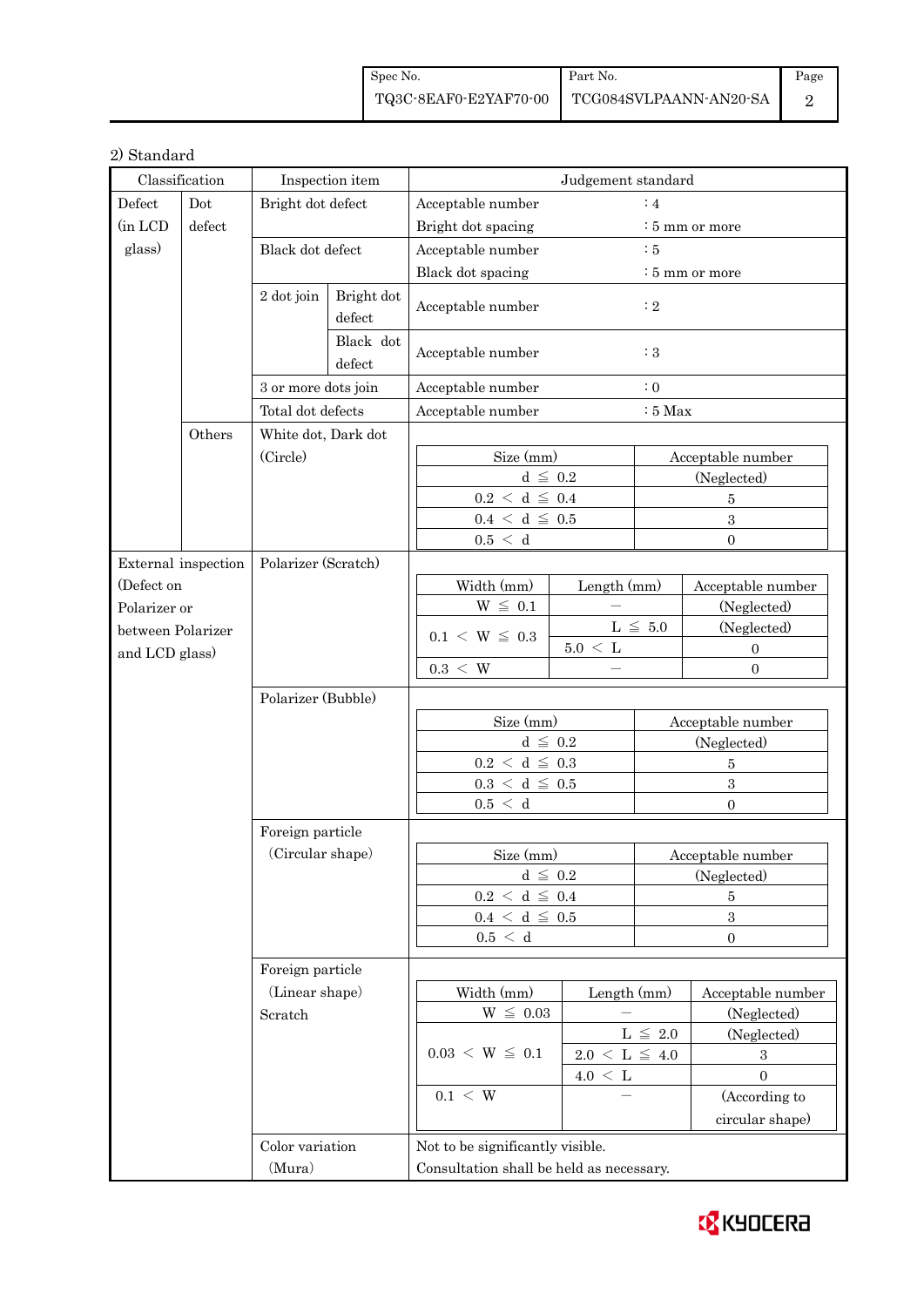2) Standard

| Classification | | Inspection item | | Judgement standard |
|---|---|---|---|---|
| Defect (in LCD glass) | Dot defect | Bright dot defect | | Acceptable number : 4<br>Bright dot spacing : 5 mm or more |
| | | Black dot defect | | Acceptable number : 5<br>Black dot spacing : 5 mm or more |
| | | 2 dot join | Bright dot defect | Acceptable number : 2 |
| | | | Black dot defect | Acceptable number : 3 |
| | | 3 or more dots join | | Acceptable number : 0 |
| | | Total dot defects | | Acceptable number : 5 Max |
| | Others | White dot, Dark dot (Circle) | | See table below |
| External inspection (Defect on Polarizer or between Polarizer and LCD glass) | | Polarizer (Scratch) | | See table below |
| | | Polarizer (Bubble) | | See table below |
| | | Foreign particle (Circular shape) | | See table below |
| | | Foreign particle (Linear shape) Scratch | | See table below |
| | | Color variation (Mura) | | Not to be significantly visible.<br>Consultation shall be held as necessary. |

White dot, Dark dot (Circle)

| Size (mm) | Acceptable number |
|---|---|
| d ≦ 0.2 | (Neglected) |
| 0.2 < d ≦ 0.4 | 5 |
| 0.4 < d ≦ 0.5 | 3 |
| 0.5 < d | 0 |

Polarizer (Scratch)

| Width (mm) | Length (mm) | Acceptable number |
|---|---|---|
| W ≦ 0.1 | – | (Neglected) |
| 0.1 < W ≦ 0.3 | L ≦ 5.0 | (Neglected) |
| | 5.0 < L | 0 |
| 0.3 < W | – | 0 |

Polarizer (Bubble)

| Size (mm) | Acceptable number |
|---|---|
| d ≦ 0.2 | (Neglected) |
| 0.2 < d ≦ 0.3 | 5 |
| 0.3 < d ≦ 0.5 | 3 |
| 0.5 < d | 0 |

Foreign particle (Circular shape)

| Size (mm) | Acceptable number |
|---|---|
| d ≦ 0.2 | (Neglected) |
| 0.2 < d ≦ 0.4 | 5 |
| 0.4 < d ≦ 0.5 | 3 |
| 0.5 < d | 0 |

Foreign particle (Linear shape) Scratch

| Width (mm) | Length (mm) | Acceptable number |
|---|---|---|
| W ≦ 0.03 | – | (Neglected) |
| 0.03 < W ≦ 0.1 | L ≦ 2.0 | (Neglected) |
| | 2.0 < L ≦ 4.0 | 3 |
| | 4.0 < L | 0 |
| 0.1 < W | – | (According to circular shape) |